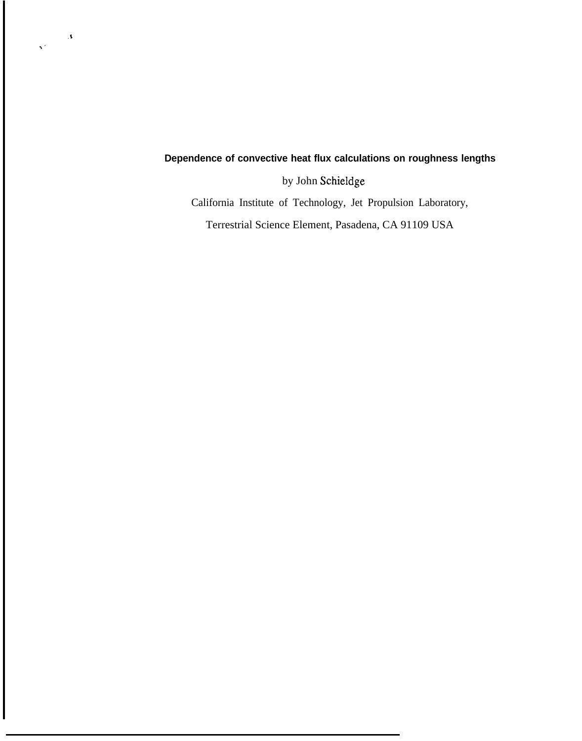# Dependence of convective heat flux calculations on roughness lengths

by John Schieldge

California Institute of Technology, Jet Propulsion Laboratory,

Terrestrial Science Element, Pasadena, CA 91109 USA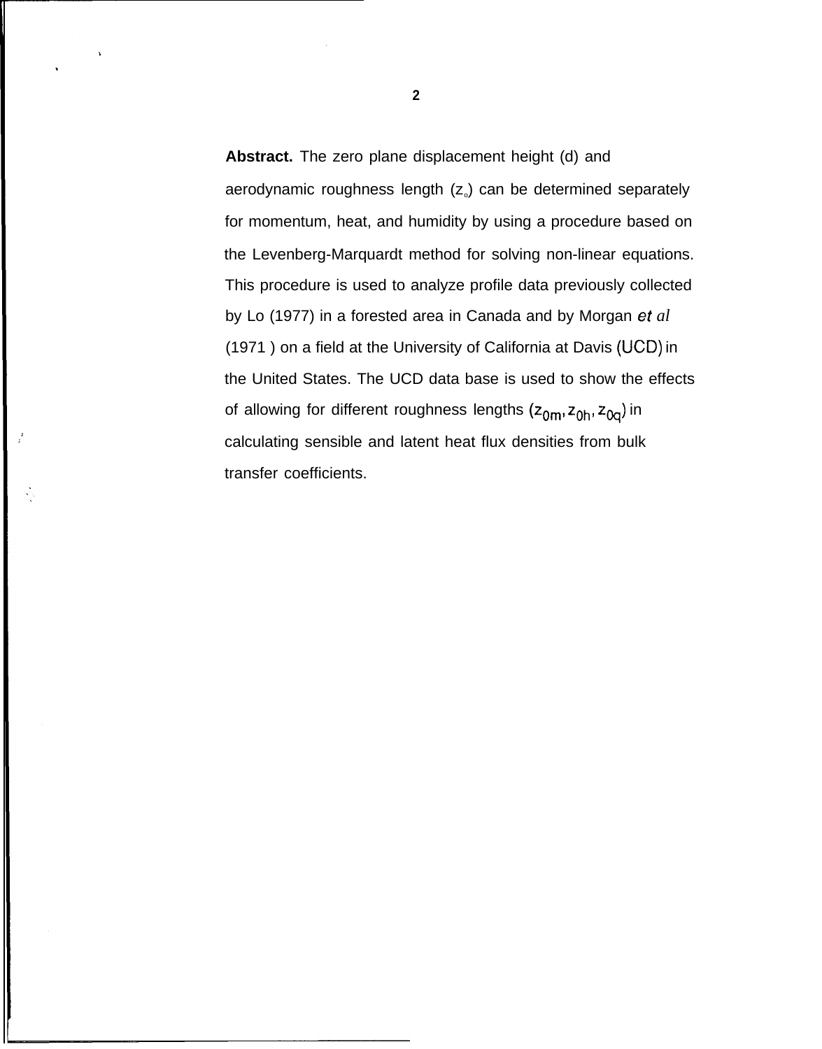**Abstract.** The zero plane displacement height (d) and aerodynamic roughness length ($z_o$) can be determined separately for momentum, heat, and humidity by using a procedure based on the Levenberg-Marquardt method for solving non-linear equations. This procedure is used to analyze profile data previously collected by Lo (1977) in a forested area in Canada and by Morgan *et al* (1971 ) on a field at the University of California at Davis (UCD) in the United States. The UCD data base is used to show the effects of allowing for different roughness lengths ($z_{0m}, z_{0h}, z_{0q}$) in calculating sensible and latent heat flux densities from bulk transfer coefficients.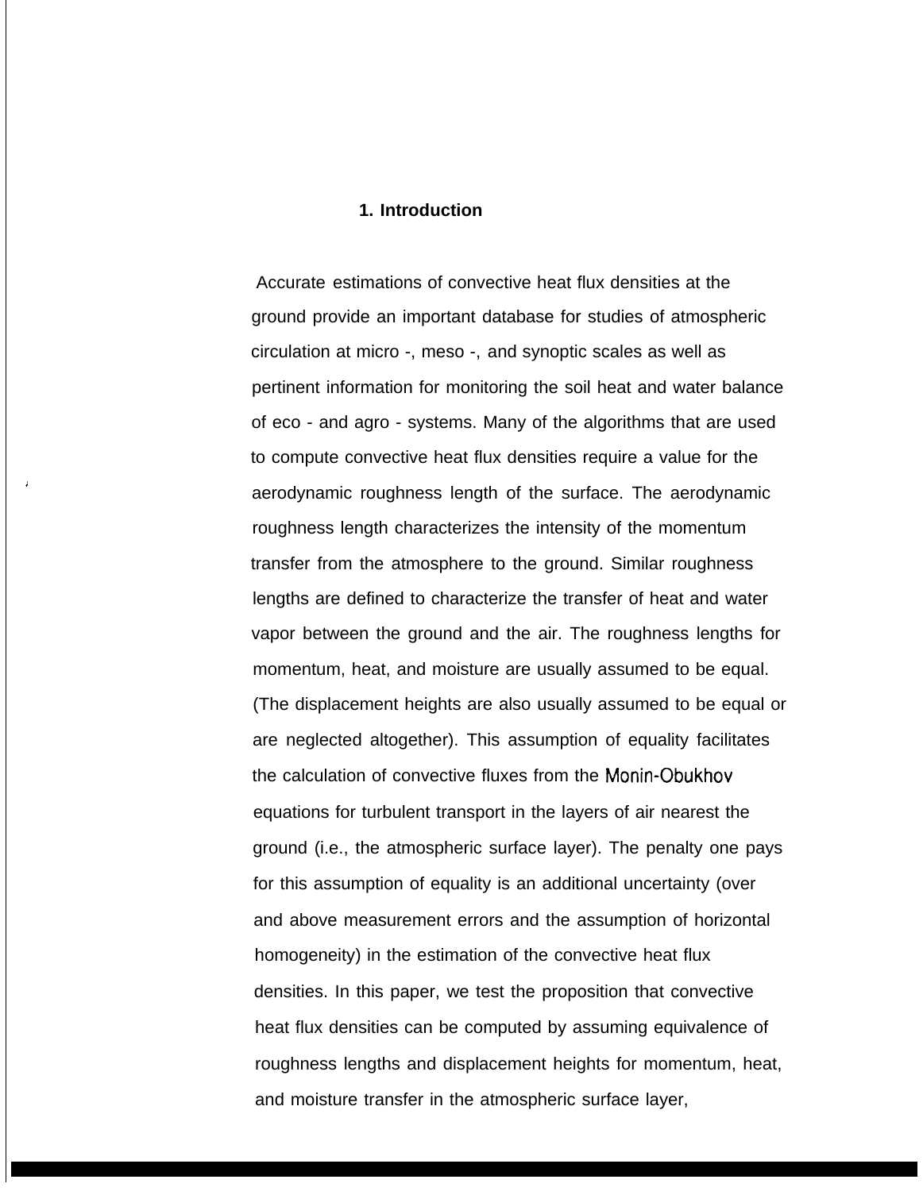## 1. Introduction

Accurate estimations of convective heat flux densities at the ground provide an important database for studies of atmospheric circulation at micro -, meso -, and synoptic scales as well as pertinent information for monitoring the soil heat and water balance of eco - and agro - systems. Many of the algorithms that are used to compute convective heat flux densities require a value for the aerodynamic roughness length of the surface. The aerodynamic roughness length characterizes the intensity of the momentum transfer from the atmosphere to the ground. Similar roughness lengths are defined to characterize the transfer of heat and water vapor between the ground and the air. The roughness lengths for momentum, heat, and moisture are usually assumed to be equal. (The displacement heights are also usually assumed to be equal or are neglected altogether). This assumption of equality facilitates the calculation of convective fluxes from the Monin-Obukhov equations for turbulent transport in the layers of air nearest the ground (i.e., the atmospheric surface layer). The penalty one pays for this assumption of equality is an additional uncertainty (over and above measurement errors and the assumption of horizontal homogeneity) in the estimation of the convective heat flux densities. In this paper, we test the proposition that convective heat flux densities can be computed by assuming equivalence of roughness lengths and displacement heights for momentum, heat, and moisture transfer in the atmospheric surface layer,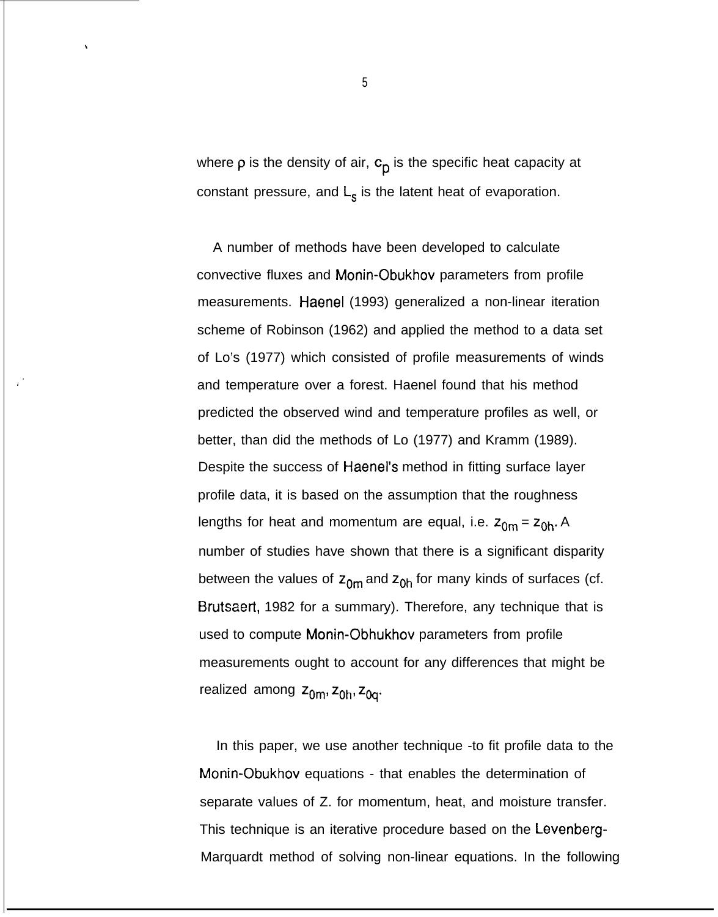where $\rho$ is the density of air, $c_p$ is the specific heat capacity at constant pressure, and $L_s$ is the latent heat of evaporation.

A number of methods have been developed to calculate convective fluxes and Monin-Obukhov parameters from profile measurements. Haenel (1993) generalized a non-linear iteration scheme of Robinson (1962) and applied the method to a data set of Lo's (1977) which consisted of profile measurements of winds and temperature over a forest. Haenel found that his method predicted the observed wind and temperature profiles as well, or better, than did the methods of Lo (1977) and Kramm (1989). Despite the success of Haenel's method in fitting surface layer profile data, it is based on the assumption that the roughness lengths for heat and momentum are equal, i.e. $z_{0m} = z_{0h}$. A number of studies have shown that there is a significant disparity between the values of $z_{0m}$ and $z_{0h}$ for many kinds of surfaces (cf. Brutsaert, 1982 for a summary). Therefore, any technique that is used to compute Monin-Obhukhov parameters from profile measurements ought to account for any differences that might be realized among $z_{0m}, z_{0h}, z_{0q}$.

In this paper, we use another technique -to fit profile data to the Monin-Obukhov equations - that enables the determination of separate values of Z. for momentum, heat, and moisture transfer. This technique is an iterative procedure based on the Levenberg-Marquardt method of solving non-linear equations. In the following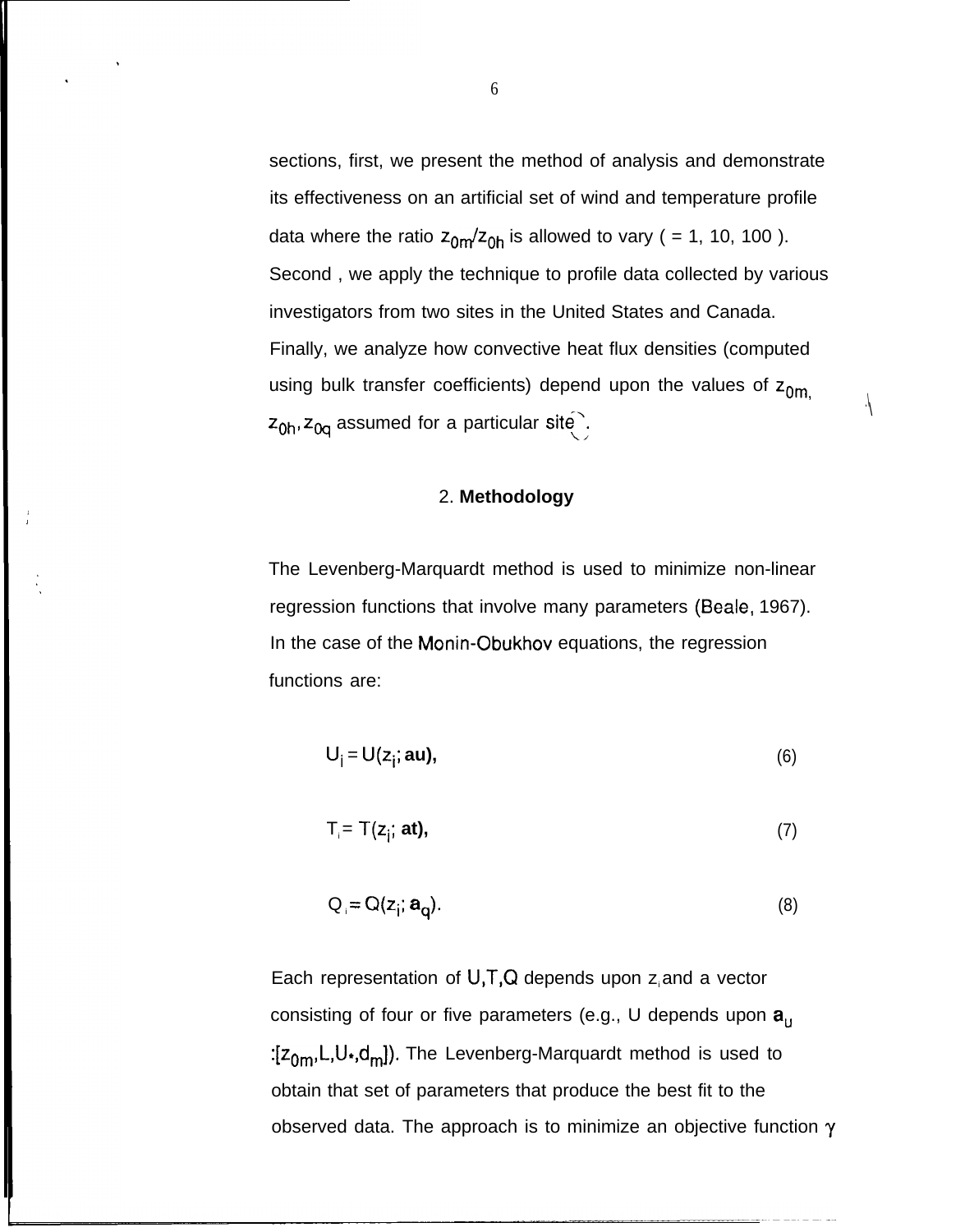sections, first, we present the method of analysis and demonstrate its effectiveness on an artificial set of wind and temperature profile data where the ratio $z_{0m}/z_{0h}$ is allowed to vary ( = 1, 10, 100 ). Second , we apply the technique to profile data collected by various investigators from two sites in the United States and Canada. Finally, we analyze how convective heat flux densities (computed using bulk transfer coefficients) depend upon the values of $z_{0m}$, $z_{0h}$, $z_{0q}$ assumed for a particular site.

## 2. Methodology

The Levenberg-Marquardt method is used to minimize non-linear regression functions that involve many parameters (Beale, 1967). In the case of the Monin-Obukhov equations, the regression functions are:

$$U_i = U(z_i; \mathbf{a_u}), \tag{6}$$

$$T_i = T(z_i; \mathbf{a_t}), \tag{7}$$

$$Q_i = Q(z_i; \mathbf{a_q}). \tag{8}$$

Each representation of $U, T, Q$ depends upon $z_i$ and a vector consisting of four or five parameters (e.g., U depends upon $\mathbf{a}_u$ :$[z_{0m}, L, U_*, d_m]$). The Levenberg-Marquardt method is used to obtain that set of parameters that produce the best fit to the observed data. The approach is to minimize an objective function $\gamma$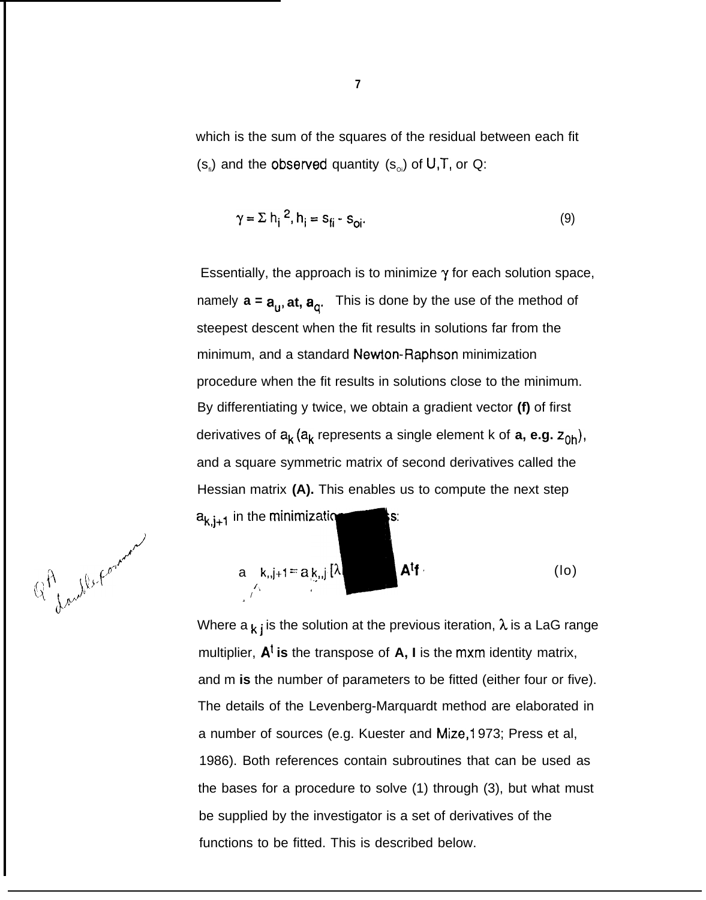which is the sum of the squares of the residual between each fit ($s_{fi}$) and the observed quantity ($s_{oi}$) of U,T, or Q:

$$\gamma = \Sigma h_i^2, h_i = s_{fi} - s_{oi}. \tag{9}$$

Essentially, the approach is to minimize $\gamma$ for each solution space, namely **a =** $\mathbf{a_u}$**, at,** $\mathbf{a_q}$. This is done by the use of the method of steepest descent when the fit results in solutions far from the minimum, and a standard Newton-Raphson minimization procedure when the fit results in solutions close to the minimum. By differentiating y twice, we obtain a gradient vector **(f)** of first derivatives of $a_k$ ($a_k$ represents a single element k of **a, e.g.** $z_{0h}$), and a square symmetric matrix of second derivatives called the Hessian matrix **(A).** This enables us to compute the next step $a_{k,j+1}$ in the minimizatio[redacted]s:

$$a_{k,j+1} = a_{k,j} [\lambda \quad \text{[redacted]} \quad \mathbf{A^t f} \tag{10}$$

Where $a_{kj}$ is the solution at the previous iteration, $\lambda$ is a LaG range multiplier, $\mathbf{A^t}$ **is** the transpose of **A, I** is the mxm identity matrix, and m **is** the number of parameters to be fitted (either four or five). The details of the Levenberg-Marquardt method are elaborated in a number of sources (e.g. Kuester and Mize,1973; Press et al, 1986). Both references contain subroutines that can be used as the bases for a procedure to solve (1) through (3), but what must be supplied by the investigator is a set of derivatives of the functions to be fitted. This is described below.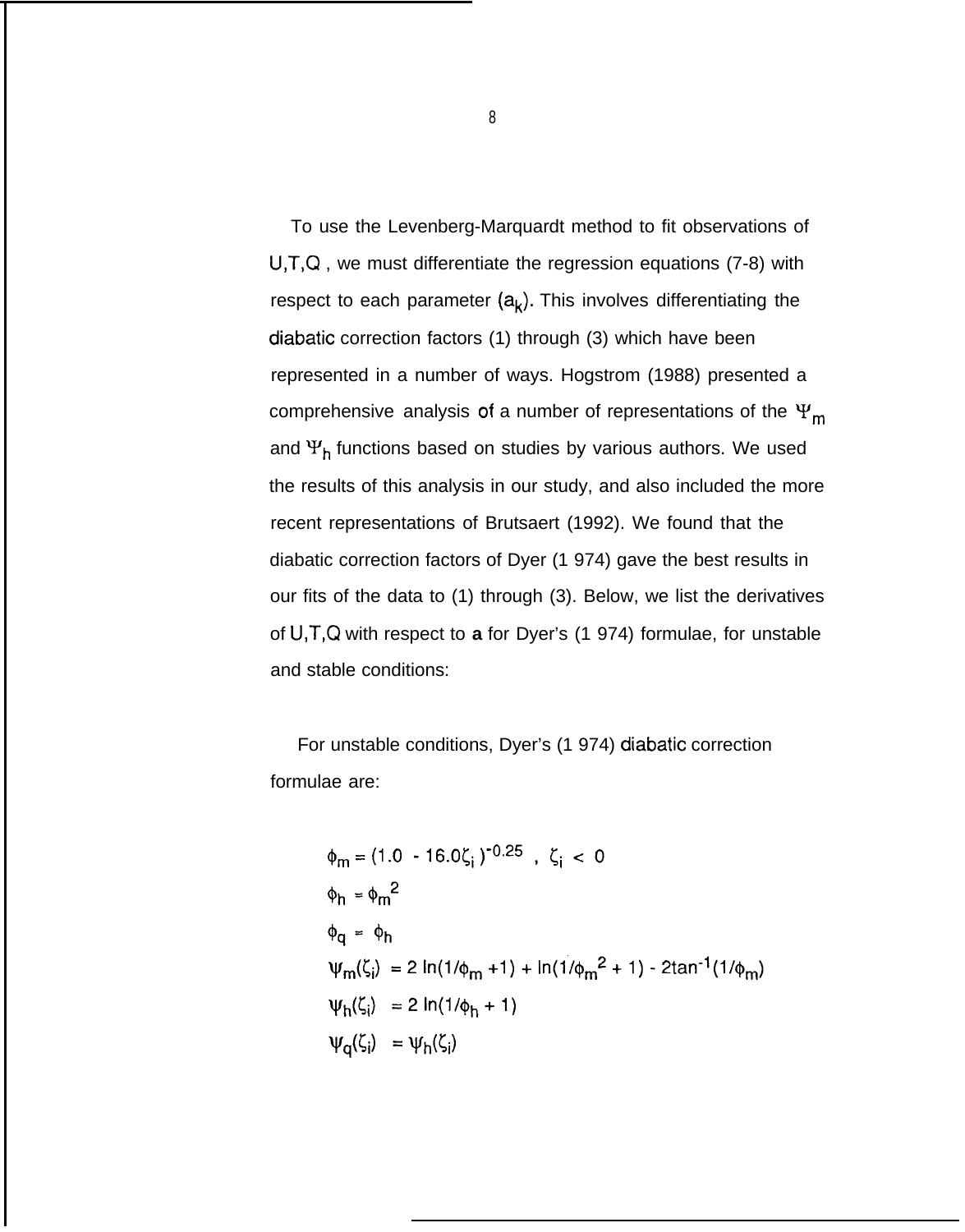To use the Levenberg-Marquardt method to fit observations of $U,T,Q$ , we must differentiate the regression equations (7-8) with respect to each parameter $(a_k)$. This involves differentiating the diabatic correction factors (1) through (3) which have been represented in a number of ways. Hogstrom (1988) presented a comprehensive analysis of a number of representations of the $\Psi_m$ and $\Psi_h$ functions based on studies by various authors. We used the results of this analysis in our study, and also included the more recent representations of Brutsaert (1992). We found that the diabatic correction factors of Dyer (1 974) gave the best results in our fits of the data to (1) through (3). Below, we list the derivatives of $U,T,Q$ with respect to **a** for Dyer's (1 974) formulae, for unstable and stable conditions:

For unstable conditions, Dyer's (1 974) diabatic correction formulae are:

$$\phi_m = (1.0 - 16.0\zeta_i)^{-0.25} \ , \ \zeta_i < 0$$

$$\phi_h = \phi_m^2$$

$$\phi_q = \phi_h$$

$$\psi_m(\zeta_i) = 2 \ln(1/\phi_m + 1) + \ln(1/\phi_m^2 + 1) - 2\tan^{-1}(1/\phi_m)$$

$$\psi_h(\zeta_i) = 2 \ln(1/\phi_h + 1)$$

$$\psi_q(\zeta_i) = \psi_h(\zeta_i)$$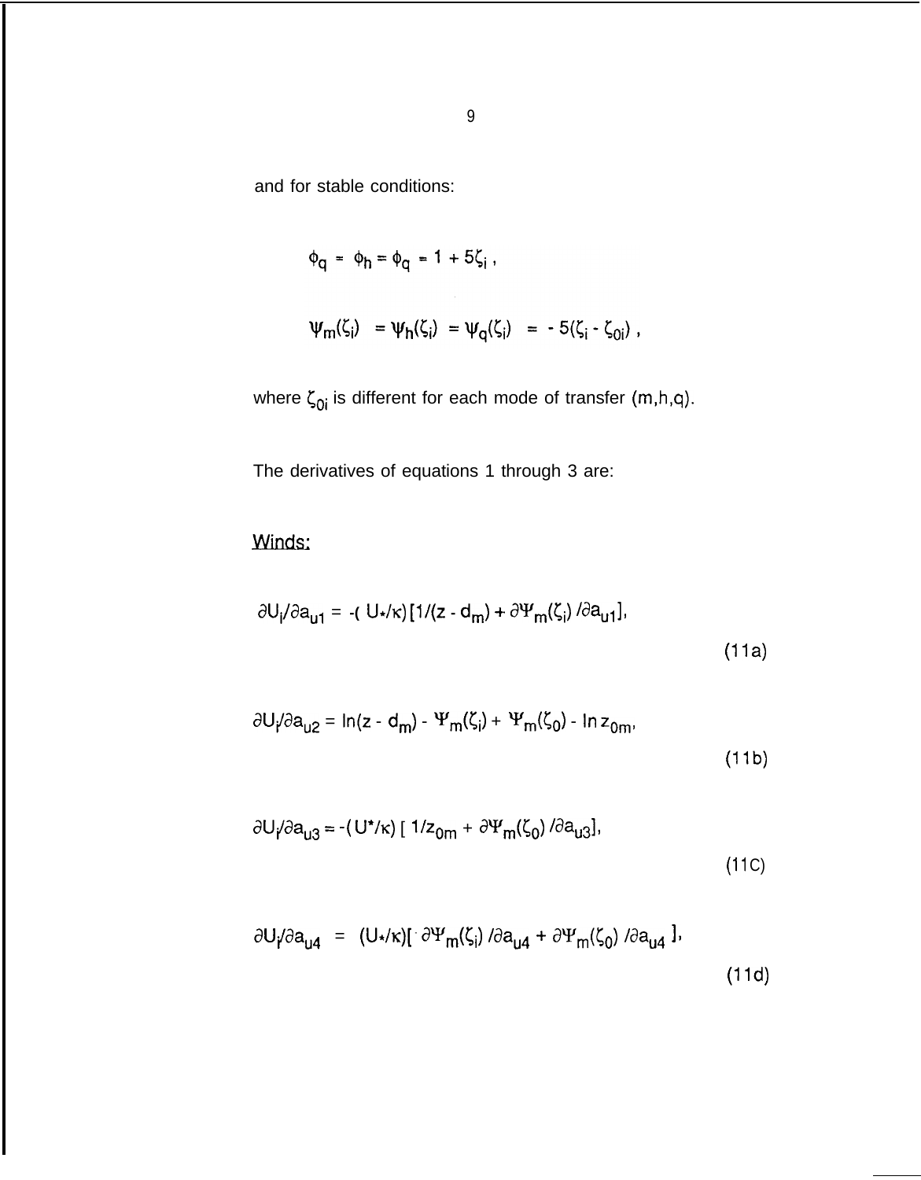and for stable conditions:

$$\phi_q = \phi_h = \phi_q = 1 + 5\zeta_i ,$$

$$\Psi_m(\zeta_i) = \Psi_h(\zeta_i) = \Psi_q(\zeta_i) = -5(\zeta_i - \zeta_{0i}) ,$$

where $\zeta_{0i}$ is different for each mode of transfer (m,h,q).

The derivatives of equations 1 through 3 are:

<u>Winds:</u>

$$\partial U_i/\partial a_{u1} = -(U_*/\kappa)[1/(z - d_m) + \partial\Psi_m(\zeta_i)/\partial a_{u1}], \tag{11a}$$

$$\partial U_i/\partial a_{u2} = \ln(z - d_m) - \Psi_m(\zeta_i) + \Psi_m(\zeta_0) - \ln z_{0m}, \tag{11b}$$

$$\partial U_i/\partial a_{u3} = -(U^*/\kappa)[1/z_{0m} + \partial\Psi_m(\zeta_0)/\partial a_{u3}], \tag{11c}$$

$$\partial U_i/\partial a_{u4} = (U_*/\kappa)[-\partial\Psi_m(\zeta_i)/\partial a_{u4} + \partial\Psi_m(\zeta_0)/\partial a_{u4}], \tag{11d}$$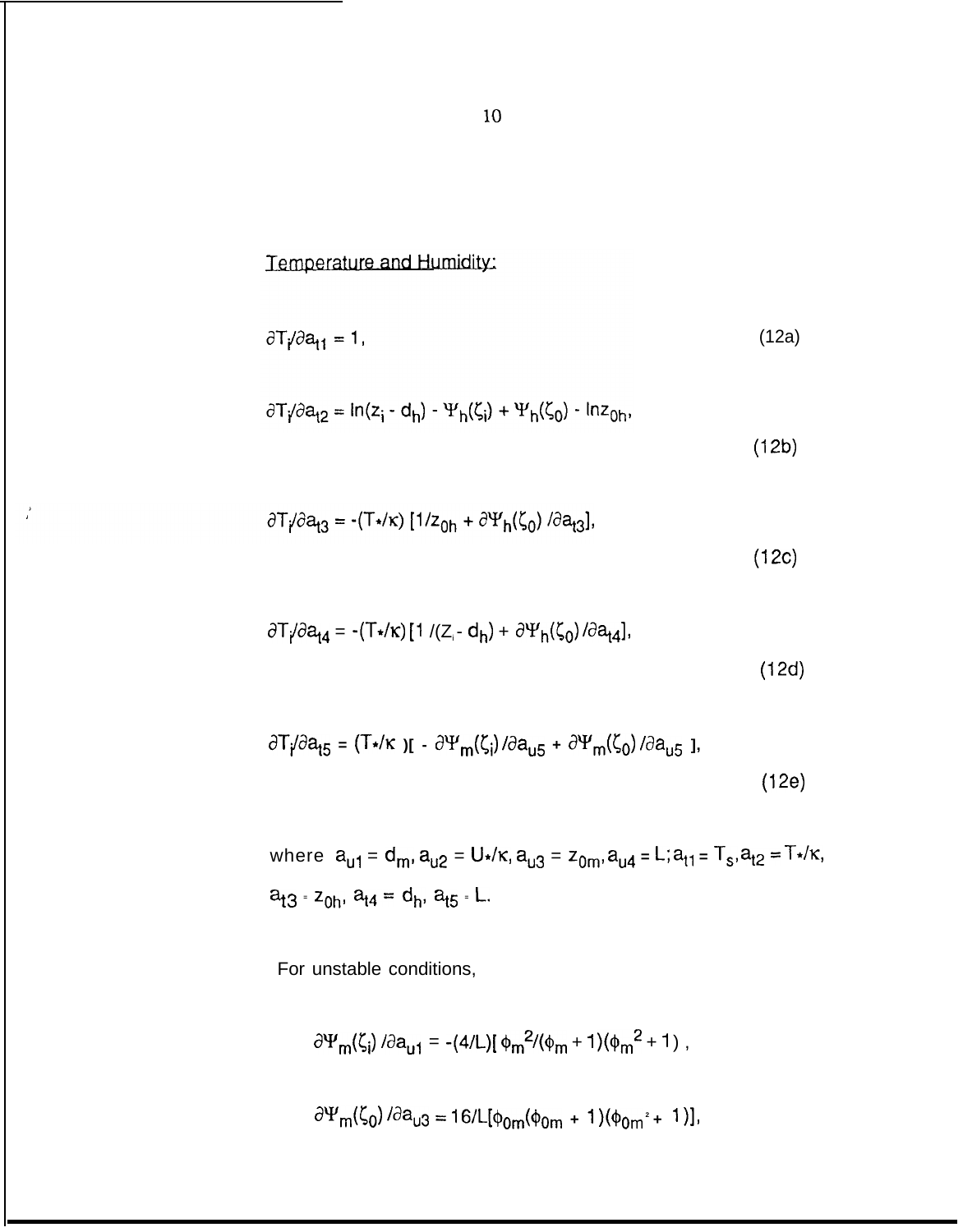Temperature and Humidity:

$$\partial T_i/\partial a_{t1} = 1, \tag{12a}$$

$$\partial T_i/\partial a_{t2} = \ln(z_i - d_h) - \Psi_h(\zeta_i) + \Psi_h(\zeta_0) - \ln z_{0h}, \tag{12b}$$

$$\partial T_i/\partial a_{t3} = -(T_*/\kappa)\,[1/z_{0h} + \partial\Psi_h(\zeta_0)/\partial a_{t3}], \tag{12c}$$

$$\partial T_i/\partial a_{t4} = -(T_*/\kappa)\,[1/(Z_i - d_h) + \partial\Psi_h(\zeta_0)/\partial a_{t4}], \tag{12d}$$

$$\partial T_i/\partial a_{t5} = (T_*/\kappa)\,[-\partial\Psi_m(\zeta_i)/\partial a_{u5} + \partial\Psi_m(\zeta_0)/\partial a_{u5}], \tag{12e}$$

where $a_{u1} = d_m$, $a_{u2} = U_*/\kappa$, $a_{u3} = z_{0m}$, $a_{u4} = L$; $a_{t1} = T_s$, $a_{t2} = T_*/\kappa$, $a_{t3} = z_{0h}$, $a_{t4} = d_h$, $a_{t5} = L$.

For unstable conditions,

$$\partial\Psi_m(\zeta_i)/\partial a_{u1} = -(4/L)[\phi_m^2/(\phi_m + 1)(\phi_m^2 + 1),$$

$$\partial\Psi_m(\zeta_0)/\partial a_{u3} = 16/L[\phi_{0m}(\phi_{0m} + 1)(\phi_{0m}^2 + 1)],$$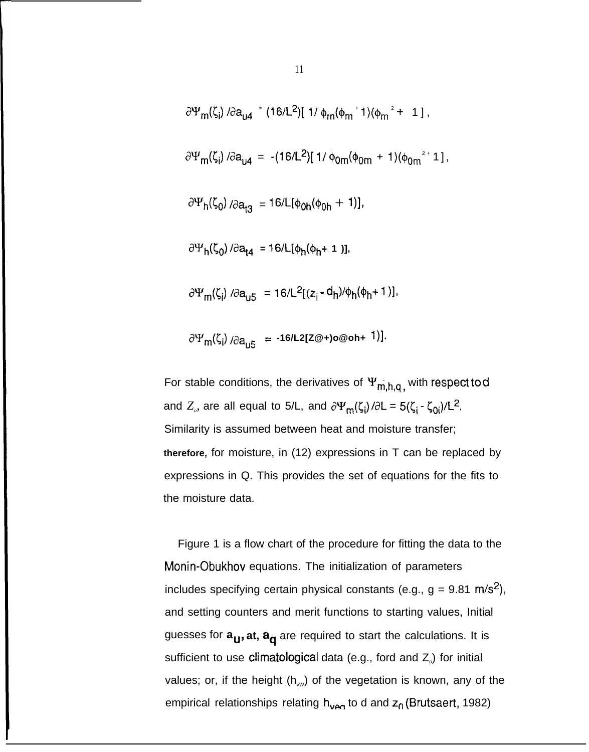$$\partial\Psi_m(\zeta_i)/\partial a_{u4} = (16/L^2)[\,1/\,\phi_m(\phi_m + 1)(\phi_m{}^2 + 1\,]\,,$$

$$\partial\Psi_m(\zeta_i)/\partial a_{u4} = -(16/L^2)[\,1/\,\phi_{0m}(\phi_{0m} + 1)(\phi_{0m}{}^2 + 1\,]\,,$$

$$\partial\Psi_h(\zeta_0)/\partial a_{t3} = 16/L[\phi_{0h}(\phi_{0h} + 1)],$$

$$\partial\Psi_h(\zeta_0)/\partial a_{t4} = 16/L[\phi_h(\phi_h + 1)],$$

$$\partial\Psi_m(\zeta_i)/\partial a_{u5} = 16/L^2[(z_i - d_h)/\phi_h(\phi_h + 1)],$$

$$\partial\Psi_m(\zeta_i)/\partial a_{u5} = \text{-16/L2[Z@+)o@oh+ 1)]}.$$

For stable conditions, the derivatives of $\Psi_{m,h,q}$, with respect to d and $Z_o$, are all equal to 5/L, and $\partial\Psi_m(\zeta_i)/\partial L = 5(\zeta_i - \zeta_{0i})/L^2$. Similarity is assumed between heat and moisture transfer; therefore, for moisture, in (12) expressions in T can be replaced by expressions in Q. This provides the set of equations for the fits to the moisture data.

Figure 1 is a flow chart of the procedure for fitting the data to the Monin-Obukhov equations. The initialization of parameters includes specifying certain physical constants (e.g., g = 9.81 $m/s^2$), and setting counters and merit functions to starting values, Initial guesses for $a_u$, $a_t$, $a_q$ are required to start the calculations. It is sufficient to use climatological data (e.g., ford and $Z_o$) for initial values; or, if the height ($h_{vw}$) of the vegetation is known, any of the empirical relationships relating $h_{veg}$ to d and $z_0$ (Brutsaert, 1982)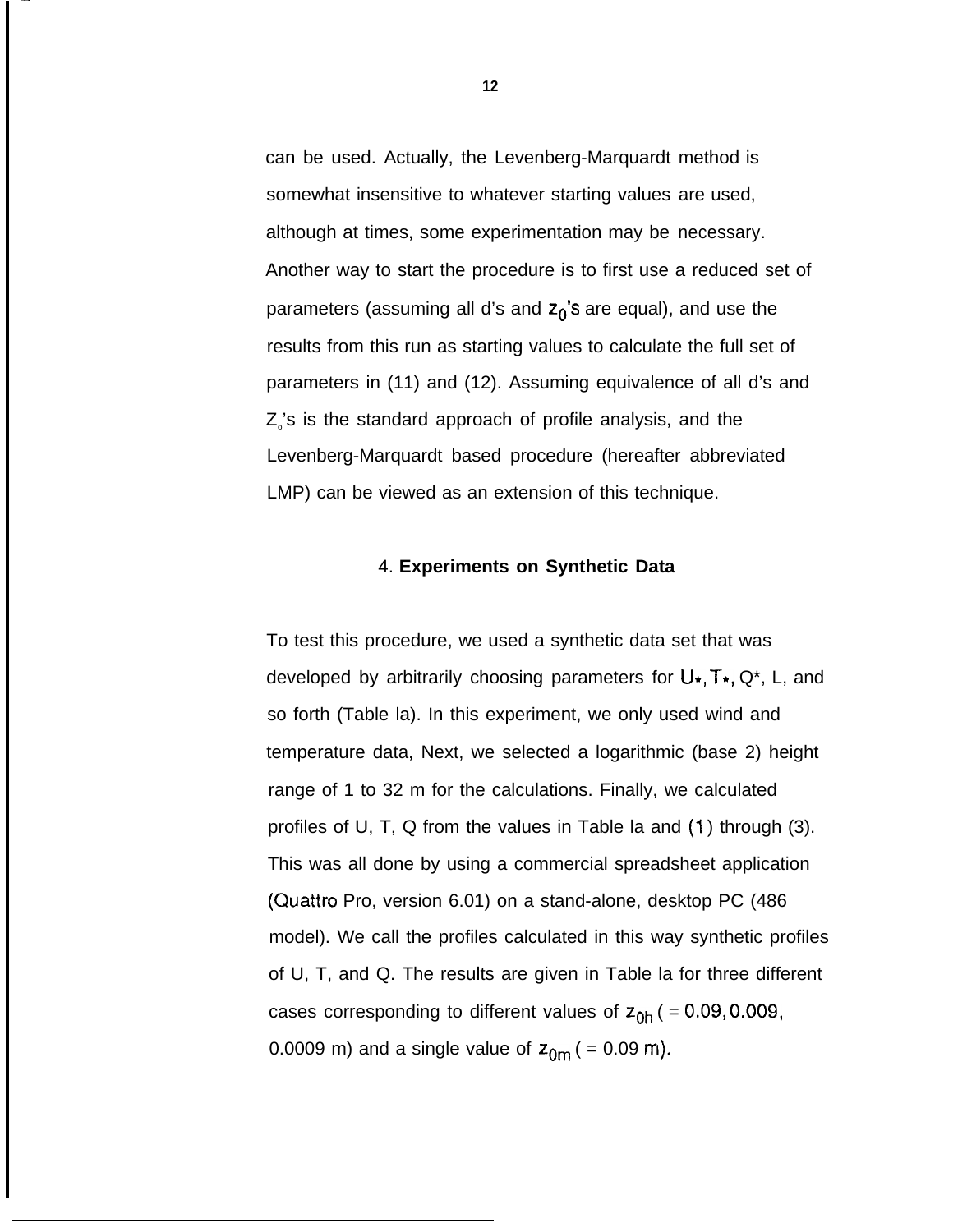can be used. Actually, the Levenberg-Marquardt method is somewhat insensitive to whatever starting values are used, although at times, some experimentation may be necessary. Another way to start the procedure is to first use a reduced set of parameters (assuming all d's and $z_0$'s are equal), and use the results from this run as starting values to calculate the full set of parameters in (11) and (12). Assuming equivalence of all d's and $Z_o$'s is the standard approach of profile analysis, and the Levenberg-Marquardt based procedure (hereafter abbreviated LMP) can be viewed as an extension of this technique.

## 4. **Experiments on Synthetic Data**

To test this procedure, we used a synthetic data set that was developed by arbitrarily choosing parameters for $U_*$, $T_*$, $Q^*$, L, and so forth (Table la). In this experiment, we only used wind and temperature data, Next, we selected a logarithmic (base 2) height range of 1 to 32 m for the calculations. Finally, we calculated profiles of U, T, Q from the values in Table la and (1) through (3). This was all done by using a commercial spreadsheet application (Quattro Pro, version 6.01) on a stand-alone, desktop PC (486 model). We call the profiles calculated in this way synthetic profiles of U, T, and Q. The results are given in Table la for three different cases corresponding to different values of $z_{0h}$ ( = 0.09, 0.009, 0.0009 m) and a single value of $z_{0m}$ ( = 0.09 m).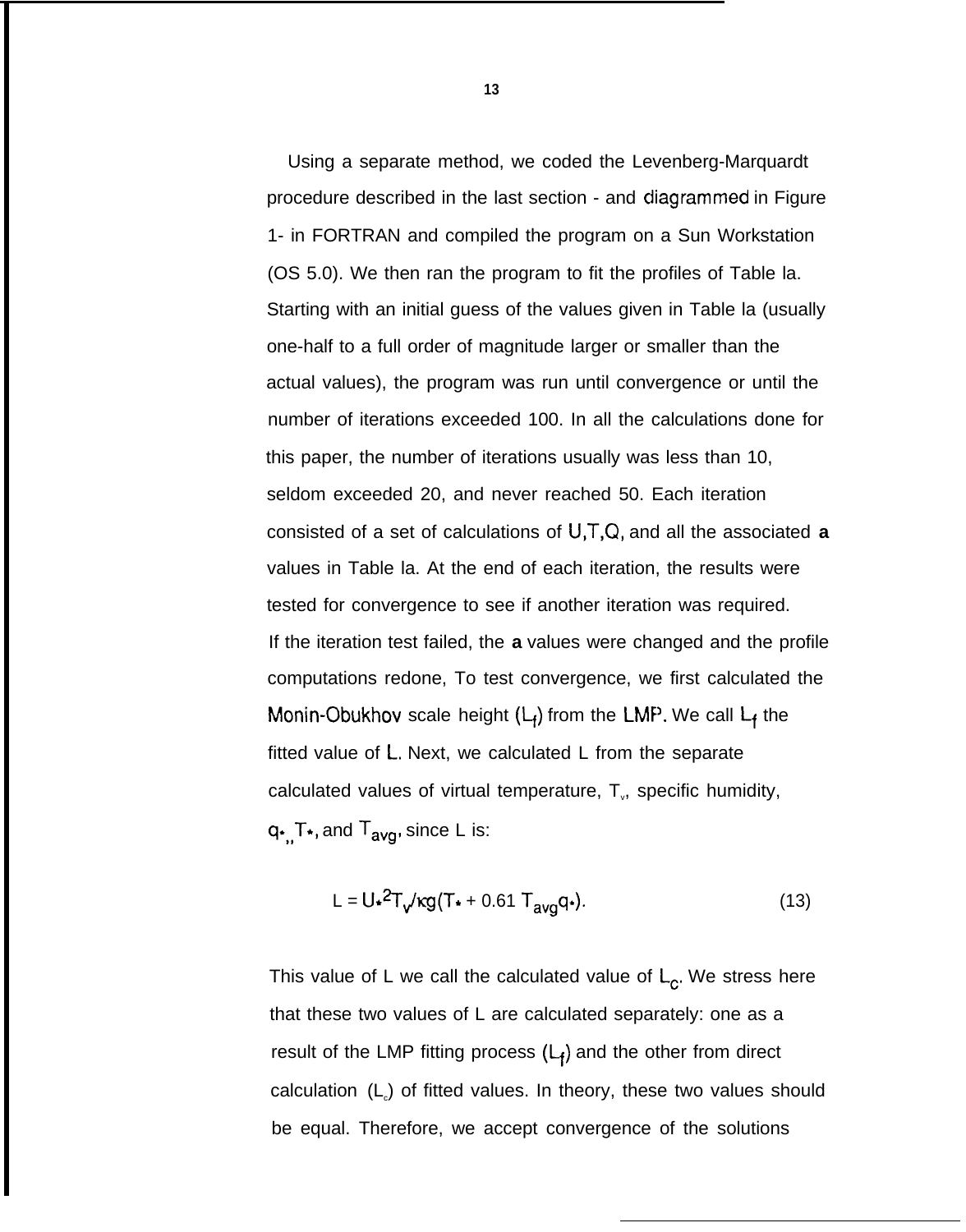Using a separate method, we coded the Levenberg-Marquardt procedure described in the last section - and diagrammed in Figure 1- in FORTRAN and compiled the program on a Sun Workstation (OS 5.0). We then ran the program to fit the profiles of Table la. Starting with an initial guess of the values given in Table la (usually one-half to a full order of magnitude larger or smaller than the actual values), the program was run until convergence or until the number of iterations exceeded 100. In all the calculations done for this paper, the number of iterations usually was less than 10, seldom exceeded 20, and never reached 50. Each iteration consisted of a set of calculations of U,T,Q, and all the associated **a** values in Table la. At the end of each iteration, the results were tested for convergence to see if another iteration was required. If the iteration test failed, the **a** values were changed and the profile computations redone, To test convergence, we first calculated the Monin-Obukhov scale height ($L_f$) from the LMP. We call $L_f$ the fitted value of L. Next, we calculated L from the separate calculated values of virtual temperature, $T_v$, specific humidity, $q_*$, $T_*$, and $T_{avg}$, since L is:

$$L = U_*^2 T_v / \kappa g(T_* + 0.61\, T_{avg} q_*). \qquad (13)$$

This value of L we call the calculated value of $L_c$. We stress here that these two values of L are calculated separately: one as a result of the LMP fitting process ($L_f$) and the other from direct calculation ($L_c$) of fitted values. In theory, these two values should be equal. Therefore, we accept convergence of the solutions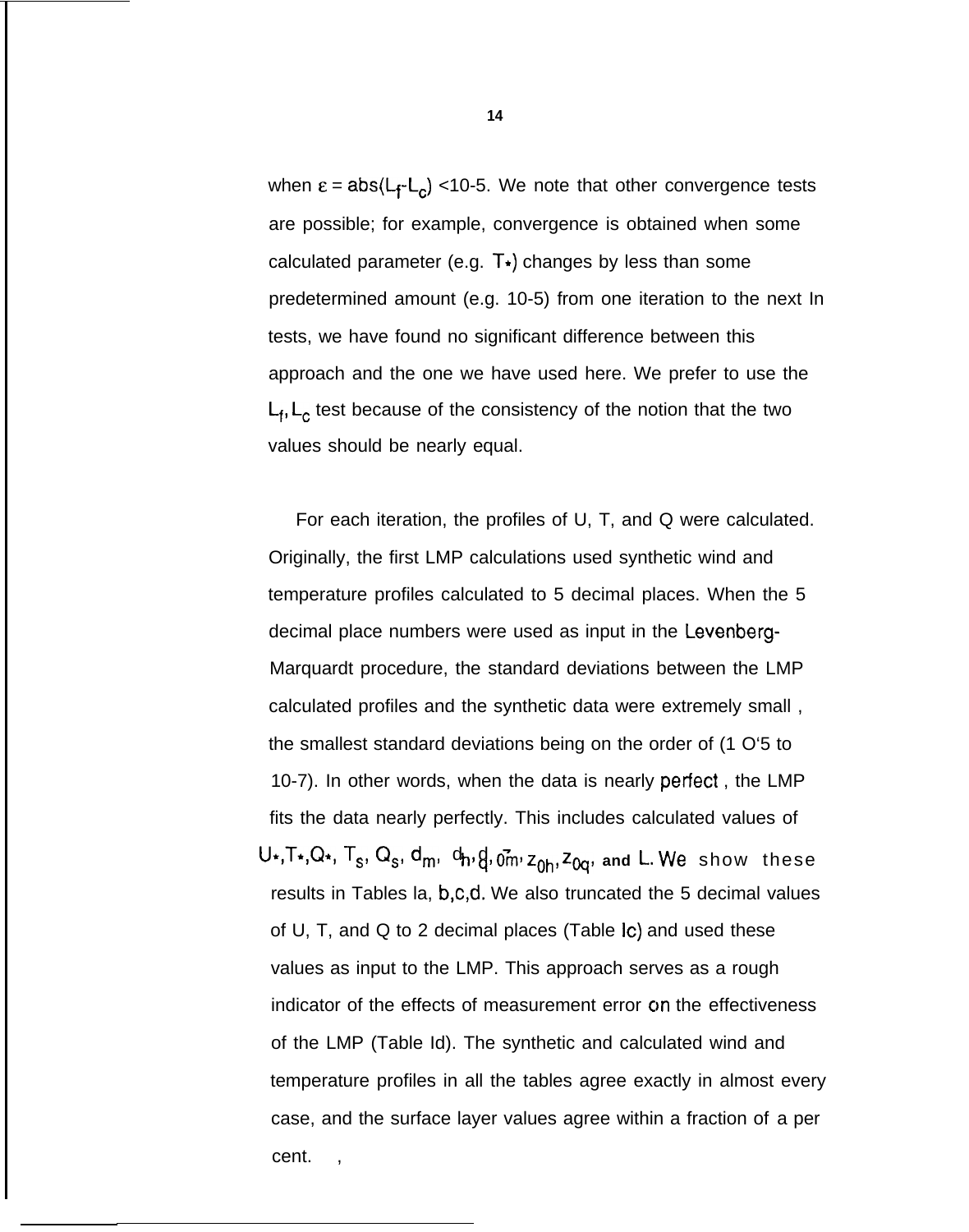when $\varepsilon = abs(L_f - L_c) < 10^{-5}$. We note that other convergence tests are possible; for example, convergence is obtained when some calculated parameter (e.g. $T_*$) changes by less than some predetermined amount (e.g. $10^{-5}$) from one iteration to the next In tests, we have found no significant difference between this approach and the one we have used here. We prefer to use the $L_f, L_c$ test because of the consistency of the notion that the two values should be nearly equal.

For each iteration, the profiles of U, T, and Q were calculated. Originally, the first LMP calculations used synthetic wind and temperature profiles calculated to 5 decimal places. When the 5 decimal place numbers were used as input in the Levenberg-Marquardt procedure, the standard deviations between the LMP calculated profiles and the synthetic data were extremely small , the smallest standard deviations being on the order of ($10^{-5}$ to $10^{-7}$). In other words, when the data is nearly perfect , the LMP fits the data nearly perfectly. This includes calculated values of $U_*, T_*, Q_*, T_s, Q_s, d_m, d_h, d_q, z_{0m}, z_{0h}, z_{0q}$, and L. We show these results in Tables Ia, b,c,d. We also truncated the 5 decimal values of U, T, and Q to 2 decimal places (Table Ic) and used these values as input to the LMP. This approach serves as a rough indicator of the effects of measurement error on the effectiveness of the LMP (Table Id). The synthetic and calculated wind and temperature profiles in all the tables agree exactly in almost every case, and the surface layer values agree within a fraction of a per cent.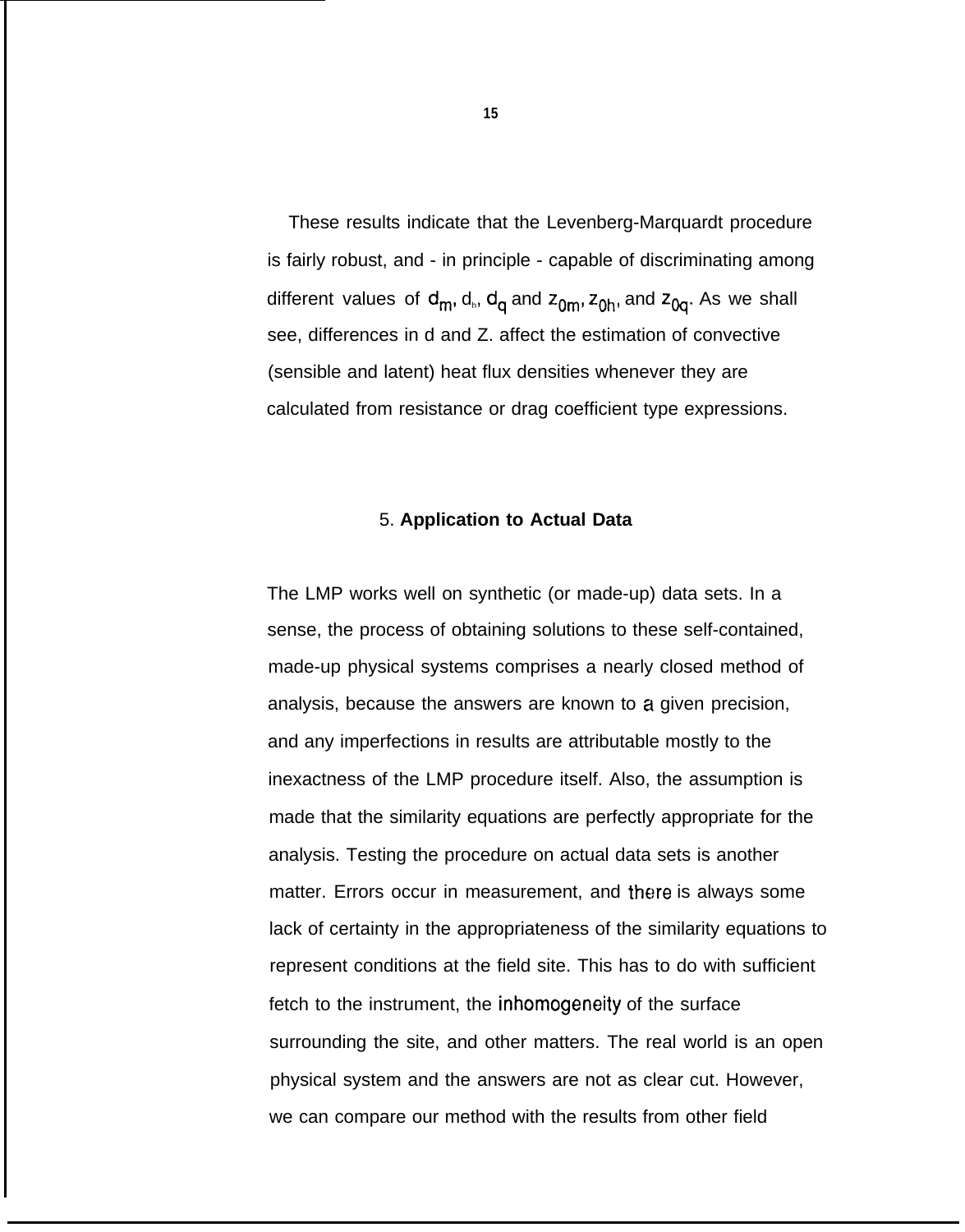These results indicate that the Levenberg-Marquardt procedure is fairly robust, and - in principle - capable of discriminating among different values of $d_m$, $d_h$, $d_q$ and $z_{0m}$, $z_{0h}$, and $z_{0q}$. As we shall see, differences in d and Z. affect the estimation of convective (sensible and latent) heat flux densities whenever they are calculated from resistance or drag coefficient type expressions.

## 5. **Application to Actual Data**

The LMP works well on synthetic (or made-up) data sets. In a sense, the process of obtaining solutions to these self-contained, made-up physical systems comprises a nearly closed method of analysis, because the answers are known to a given precision, and any imperfections in results are attributable mostly to the inexactness of the LMP procedure itself. Also, the assumption is made that the similarity equations are perfectly appropriate for the analysis. Testing the procedure on actual data sets is another matter. Errors occur in measurement, and there is always some lack of certainty in the appropriateness of the similarity equations to represent conditions at the field site. This has to do with sufficient fetch to the instrument, the inhomogeneity of the surface surrounding the site, and other matters. The real world is an open physical system and the answers are not as clear cut. However, we can compare our method with the results from other field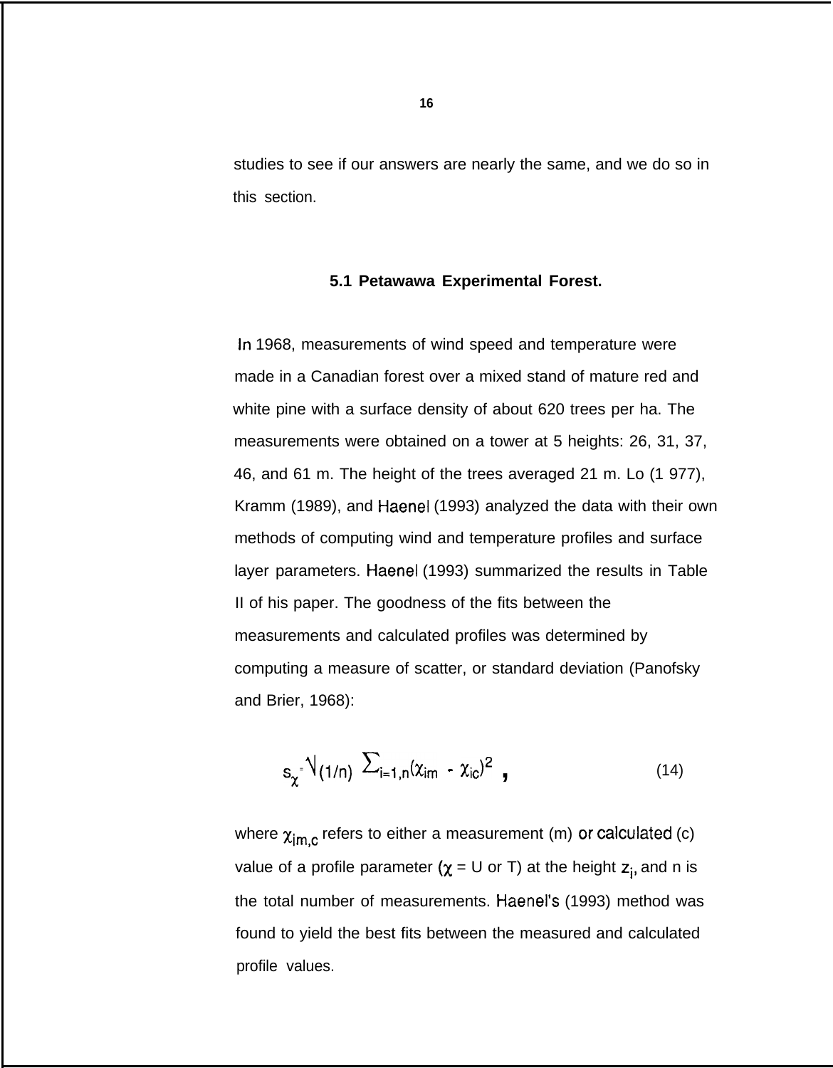studies to see if our answers are nearly the same, and we do so in this section.

## 5.1 Petawawa Experimental Forest.

In 1968, measurements of wind speed and temperature were made in a Canadian forest over a mixed stand of mature red and white pine with a surface density of about 620 trees per ha. The measurements were obtained on a tower at 5 heights: 26, 31, 37, 46, and 61 m. The height of the trees averaged 21 m. Lo (1 977), Kramm (1989), and Haenel (1993) analyzed the data with their own methods of computing wind and temperature profiles and surface layer parameters. Haenel (1993) summarized the results in Table II of his paper. The goodness of the fits between the measurements and calculated profiles was determined by computing a measure of scatter, or standard deviation (Panofsky and Brier, 1968):

$$s_\chi = \sqrt{(1/n) \sum_{i=1,n}(\chi_{im} - \chi_{ic})^2} \quad , \qquad (14)$$

where $\chi_{im,c}$ refers to either a measurement (m) or calculated (c) value of a profile parameter ($\chi$ = U or T) at the height $z_i$, and n is the total number of measurements. Haenel's (1993) method was found to yield the best fits between the measured and calculated profile values.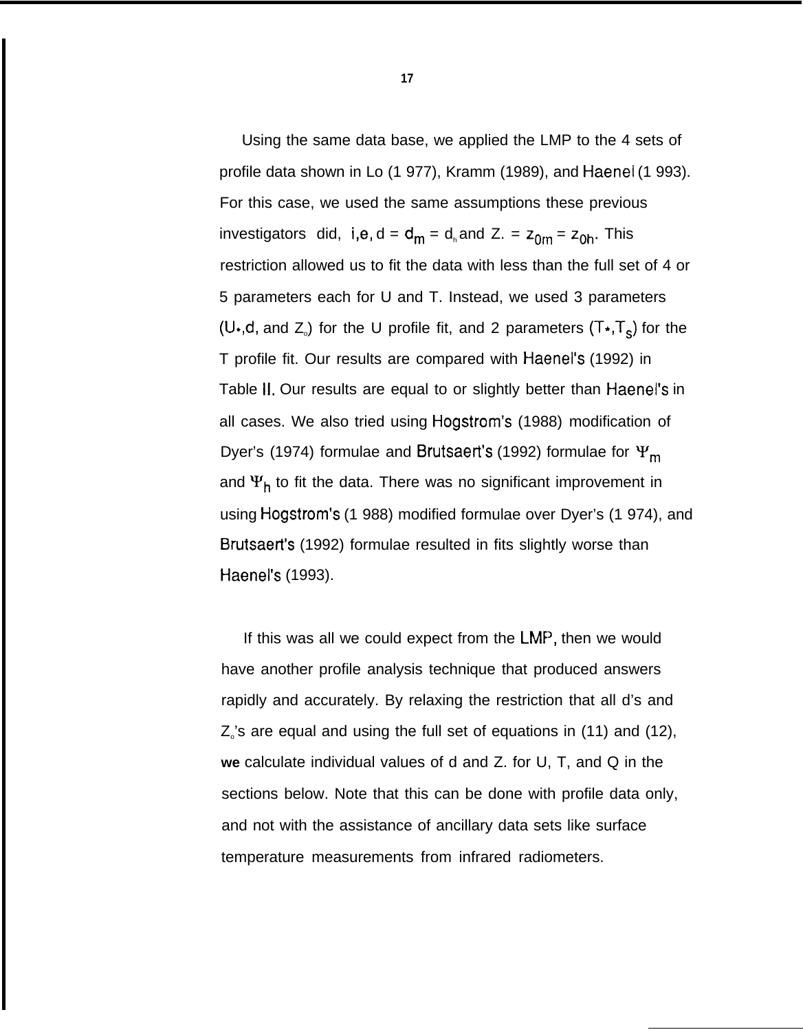Using the same data base, we applied the LMP to the 4 sets of profile data shown in Lo (1 977), Kramm (1989), and Haenel (1 993). For this case, we used the same assumptions these previous investigators did, i,e, $d = d_m = d_h$ and $Z_o = z_{0m} = z_{0h}$. This restriction allowed us to fit the data with less than the full set of 4 or 5 parameters each for U and T. Instead, we used 3 parameters ($U_*$, d, and $Z_o$) for the U profile fit, and 2 parameters ($T_*$, $T_s$) for the T profile fit. Our results are compared with Haenel's (1992) in Table II. Our results are equal to or slightly better than Haenel's in all cases. We also tried using Hogstrom's (1988) modification of Dyer's (1974) formulae and Brutsaert's (1992) formulae for $\Psi_m$ and $\Psi_h$ to fit the data. There was no significant improvement in using Hogstrom's (1 988) modified formulae over Dyer's (1 974), and Brutsaert's (1992) formulae resulted in fits slightly worse than Haenel's (1993).

If this was all we could expect from the LMP, then we would have another profile analysis technique that produced answers rapidly and accurately. By relaxing the restriction that all d's and $Z_o$'s are equal and using the full set of equations in (11) and (12), **we** calculate individual values of d and $Z_o$ for U, T, and Q in the sections below. Note that this can be done with profile data only, and not with the assistance of ancillary data sets like surface temperature measurements from infrared radiometers.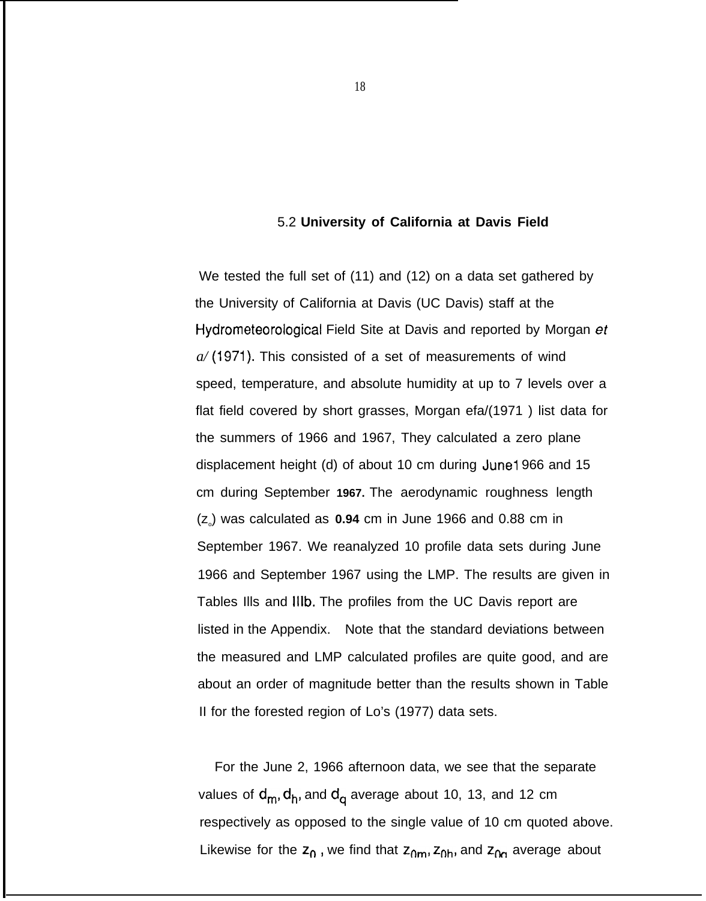### 5.2 **University of California at Davis Field**

We tested the full set of (11) and (12) on a data set gathered by the University of California at Davis (UC Davis) staff at the Hydrometeorological Field Site at Davis and reported by Morgan *et al* (1971). This consisted of a set of measurements of wind speed, temperature, and absolute humidity at up to 7 levels over a flat field covered by short grasses, Morgan *et al* (1971) list data for the summers of 1966 and 1967, They calculated a zero plane displacement height (d) of about 10 cm during June 1966 and 15 cm during September **1967.** The aerodynamic roughness length ($z_o$) was calculated as **0.94** cm in June 1966 and 0.88 cm in September 1967. We reanalyzed 10 profile data sets during June 1966 and September 1967 using the LMP. The results are given in Tables IIIa and IIIb. The profiles from the UC Davis report are listed in the Appendix. Note that the standard deviations between the measured and LMP calculated profiles are quite good, and are about an order of magnitude better than the results shown in Table II for the forested region of Lo's (1977) data sets.

For the June 2, 1966 afternoon data, we see that the separate values of $d_m$, $d_h$, and $d_q$ average about 10, 13, and 12 cm respectively as opposed to the single value of 10 cm quoted above. Likewise for the $z_0$, we find that $z_{0m}$, $z_{0h}$, and $z_{0q}$ average about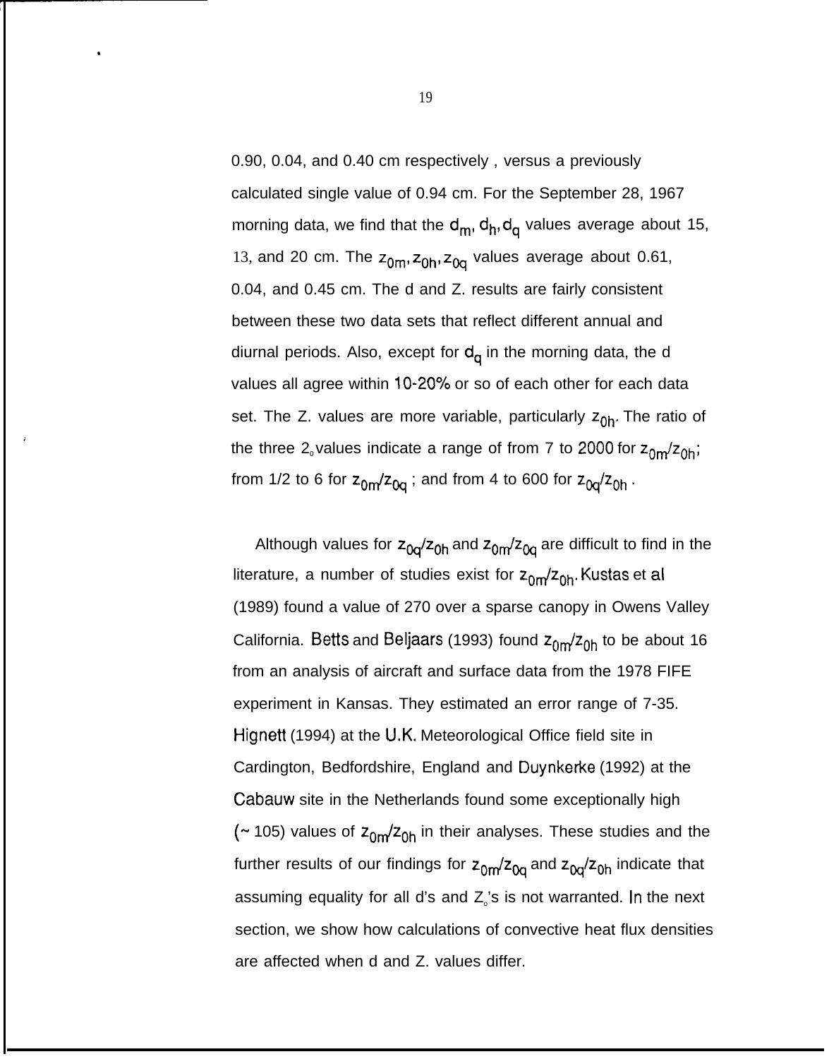0.90, 0.04, and 0.40 cm respectively , versus a previously calculated single value of 0.94 cm. For the September 28, 1967 morning data, we find that the $d_m, d_h, d_q$ values average about 15, 13, and 20 cm. The $z_{0m}, z_{0h}, z_{0q}$ values average about 0.61, 0.04, and 0.45 cm. The d and Z. results are fairly consistent between these two data sets that reflect different annual and diurnal periods. Also, except for $d_q$ in the morning data, the d values all agree within 10-20% or so of each other for each data set. The Z. values are more variable, particularly $z_{0h}$. The ratio of the three $z_o$ values indicate a range of from 7 to 2000 for $z_{0m}/z_{0h}$; from 1/2 to 6 for $z_{0m}/z_{0q}$ ; and from 4 to 600 for $z_{0q}/z_{0h}$ .

Although values for $z_{0q}/z_{0h}$ and $z_{0m}/z_{0q}$ are difficult to find in the literature, a number of studies exist for $z_{0m}/z_{0h}$. Kustas et al (1989) found a value of 270 over a sparse canopy in Owens Valley California. Betts and Beljaars (1993) found $z_{0m}/z_{0h}$ to be about 16 from an analysis of aircraft and surface data from the 1978 FIFE experiment in Kansas. They estimated an error range of 7-35. Hignett (1994) at the U.K. Meteorological Office field site in Cardington, Bedfordshire, England and Duynkerke (1992) at the Cabauw site in the Netherlands found some exceptionally high (~ 105) values of $z_{0m}/z_{0h}$ in their analyses. These studies and the further results of our findings for $z_{0m}/z_{0q}$ and $z_{0q}/z_{0h}$ indicate that assuming equality for all d's and $Z_o$'s is not warranted. In the next section, we show how calculations of convective heat flux densities are affected when d and Z. values differ.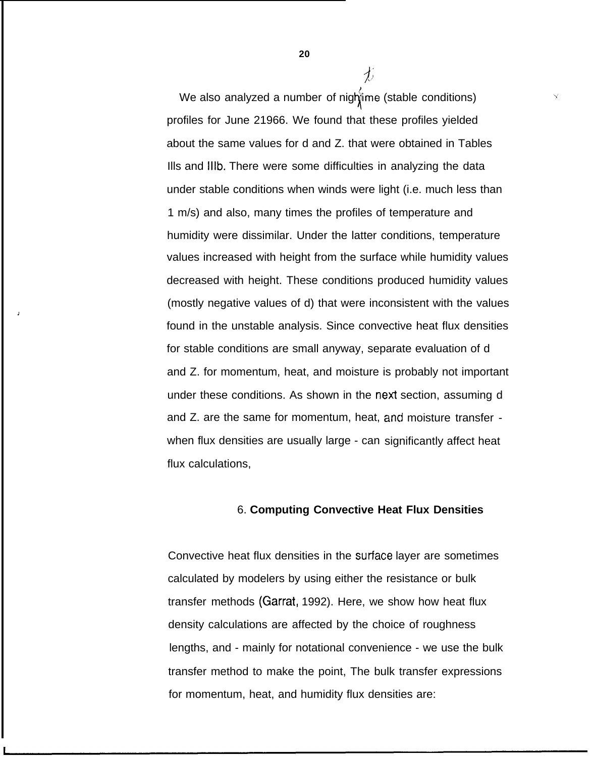We also analyzed a number of nighttime (stable conditions) profiles for June 21966. We found that these profiles yielded about the same values for d and Z. that were obtained in Tables IIIs and IIIb. There were some difficulties in analyzing the data under stable conditions when winds were light (i.e. much less than 1 m/s) and also, many times the profiles of temperature and humidity were dissimilar. Under the latter conditions, temperature values increased with height from the surface while humidity values decreased with height. These conditions produced humidity values (mostly negative values of d) that were inconsistent with the values found in the unstable analysis. Since convective heat flux densities for stable conditions are small anyway, separate evaluation of d and Z. for momentum, heat, and moisture is probably not important under these conditions. As shown in the next section, assuming d and Z. are the same for momentum, heat, and moisture transfer - when flux densities are usually large - can significantly affect heat flux calculations,

## 6. Computing Convective Heat Flux Densities

Convective heat flux densities in the surface layer are sometimes calculated by modelers by using either the resistance or bulk transfer methods (Garrat, 1992). Here, we show how heat flux density calculations are affected by the choice of roughness lengths, and - mainly for notational convenience - we use the bulk transfer method to make the point, The bulk transfer expressions for momentum, heat, and humidity flux densities are: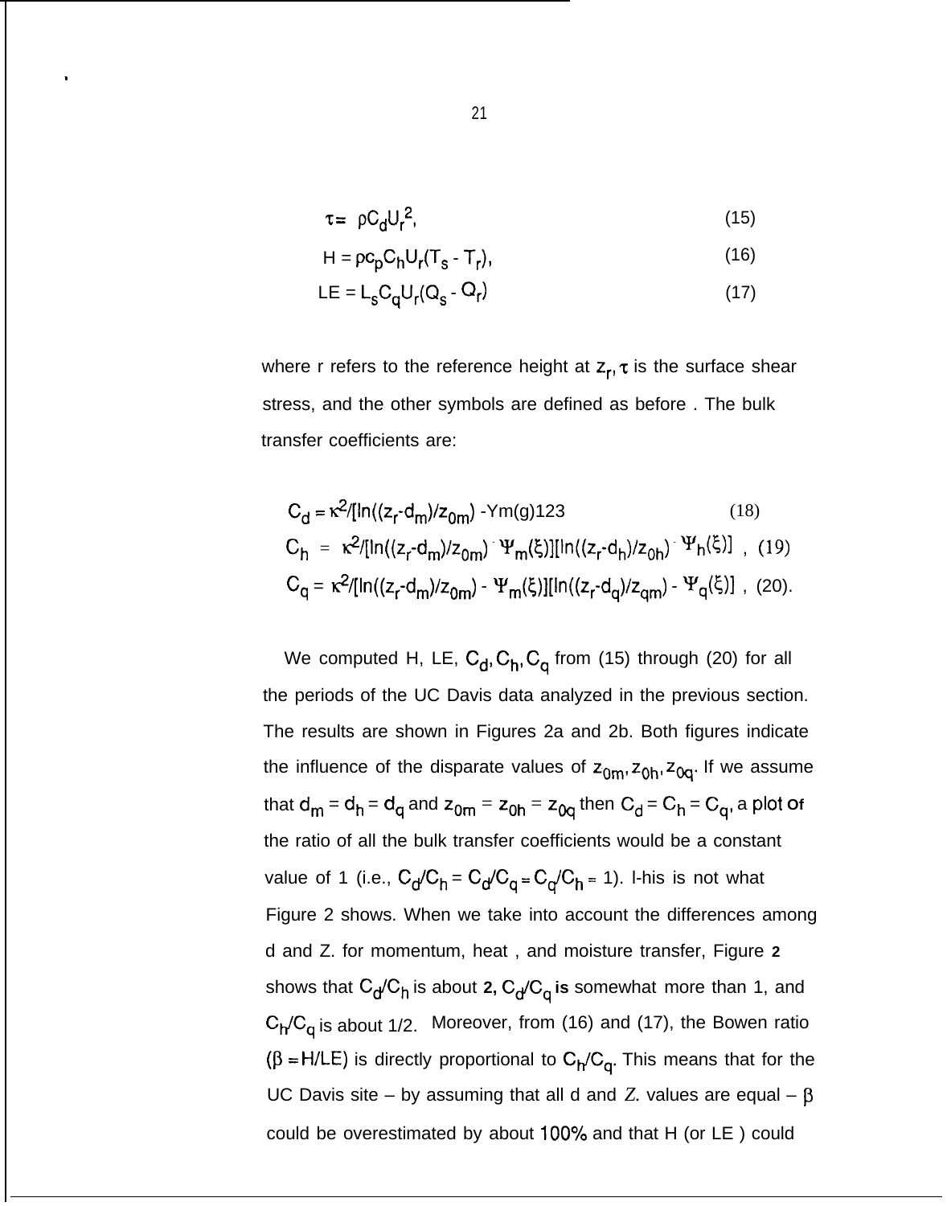$$\tau = \rho C_d U_r^2, \tag{15}$$

$$H = \rho c_p C_h U_r (T_s - T_r), \tag{16}$$

$$LE = L_s C_q U_r (Q_s - Q_r) \tag{17}$$

where r refers to the reference height at $z_r$, $\tau$ is the surface shear stress, and the other symbols are defined as before . The bulk transfer coefficients are:

$$C_d = \kappa^2/[\ln((z_r\text{-}d_m)/z_{0m}) \text{ -Ym(g)123} \tag{18}$$

$$C_h = \kappa^2/[\ln((z_r\text{-}d_m)/z_{0m}) - \Psi_m(\xi)][\ln((z_r\text{-}d_h)/z_{0h}) - \Psi_h(\xi)] , \tag{19}$$

$$C_q = \kappa^2/[\ln((z_r\text{-}d_m)/z_{0m}) - \Psi_m(\xi)][\ln((z_r\text{-}d_q)/z_{qm}) - \Psi_q(\xi)] , \tag{20}$$

We computed H, LE, $C_d, C_h, C_q$ from (15) through (20) for all the periods of the UC Davis data analyzed in the previous section. The results are shown in Figures 2a and 2b. Both figures indicate the influence of the disparate values of $z_{0m}, z_{0h}, z_{0q}$. If we assume that $d_m = d_h = d_q$ and $z_{0m} = z_{0h} = z_{0q}$ then $C_d = C_h = C_q$, a plot of the ratio of all the bulk transfer coefficients would be a constant value of 1 (i.e., $C_d/C_h = C_d/C_q = C_q/C_h = 1$). I-his is not what Figure 2 shows. When we take into account the differences among d and Z. for momentum, heat , and moisture transfer, Figure **2** shows that $C_d/C_h$ is about **2,** $C_d/C_q$ **is** somewhat more than 1, and $C_h/C_q$ is about 1/2. Moreover, from (16) and (17), the Bowen ratio ($\beta = H/LE$) is directly proportional to $C_h/C_q$. This means that for the UC Davis site – by assuming that all d and *Z*. values are equal – $\beta$ could be overestimated by about 100% and that H (or LE ) could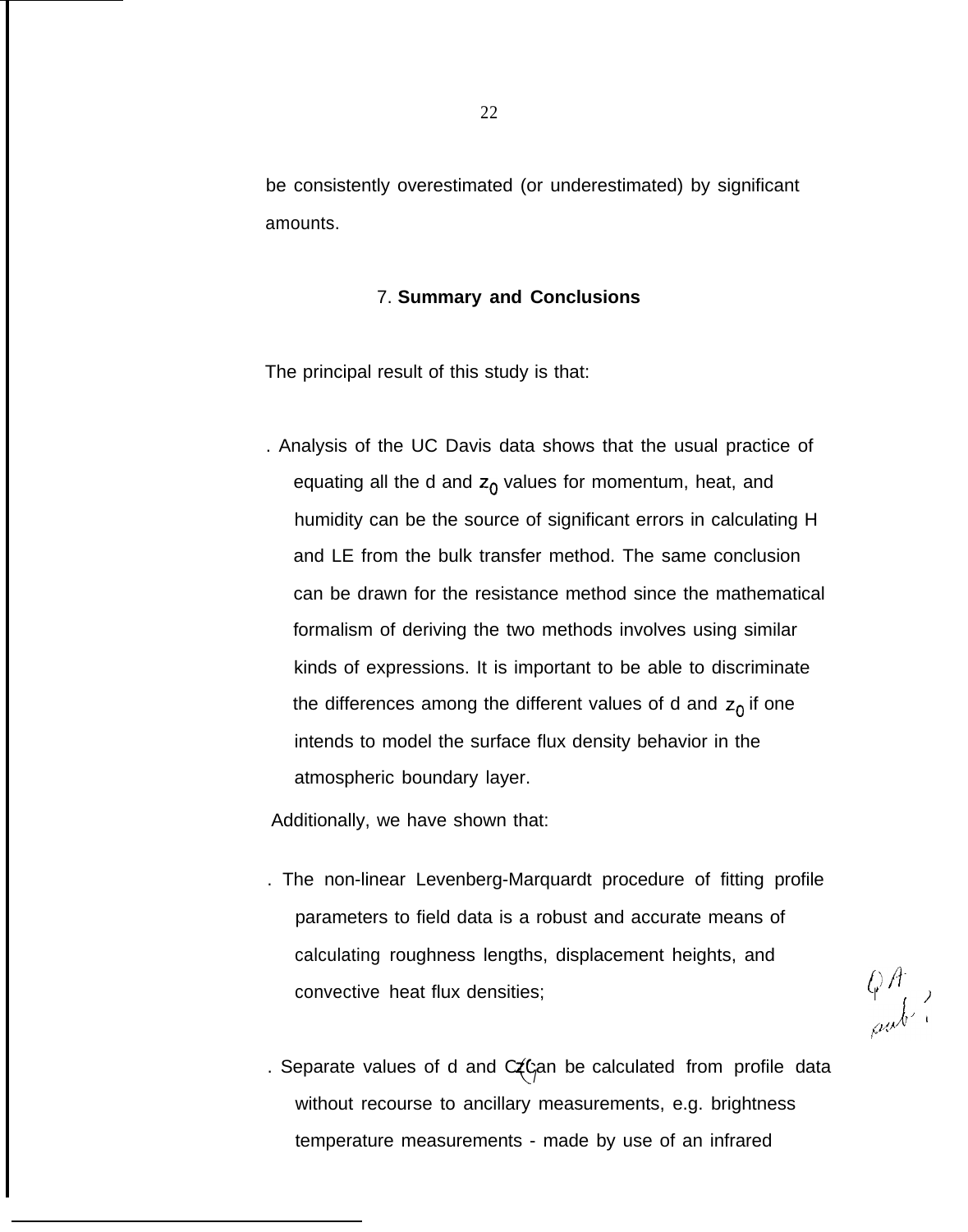be consistently overestimated (or underestimated) by significant amounts.

## 7. **Summary and Conclusions**

The principal result of this study is that:

- Analysis of the UC Davis data shows that the usual practice of equating all the d and $z_0$ values for momentum, heat, and humidity can be the source of significant errors in calculating H and LE from the bulk transfer method. The same conclusion can be drawn for the resistance method since the mathematical formalism of deriving the two methods involves using similar kinds of expressions. It is important to be able to discriminate the differences among the different values of d and $z_0$ if one intends to model the surface flux density behavior in the atmospheric boundary layer.

Additionally, we have shown that:

- The non-linear Levenberg-Marquardt procedure of fitting profile parameters to field data is a robust and accurate means of calculating roughness lengths, displacement heights, and convective heat flux densities;

- Separate values of d and $z_0$ can be calculated from profile data without recourse to ancillary measurements, e.g. brightness temperature measurements - made by use of an infrared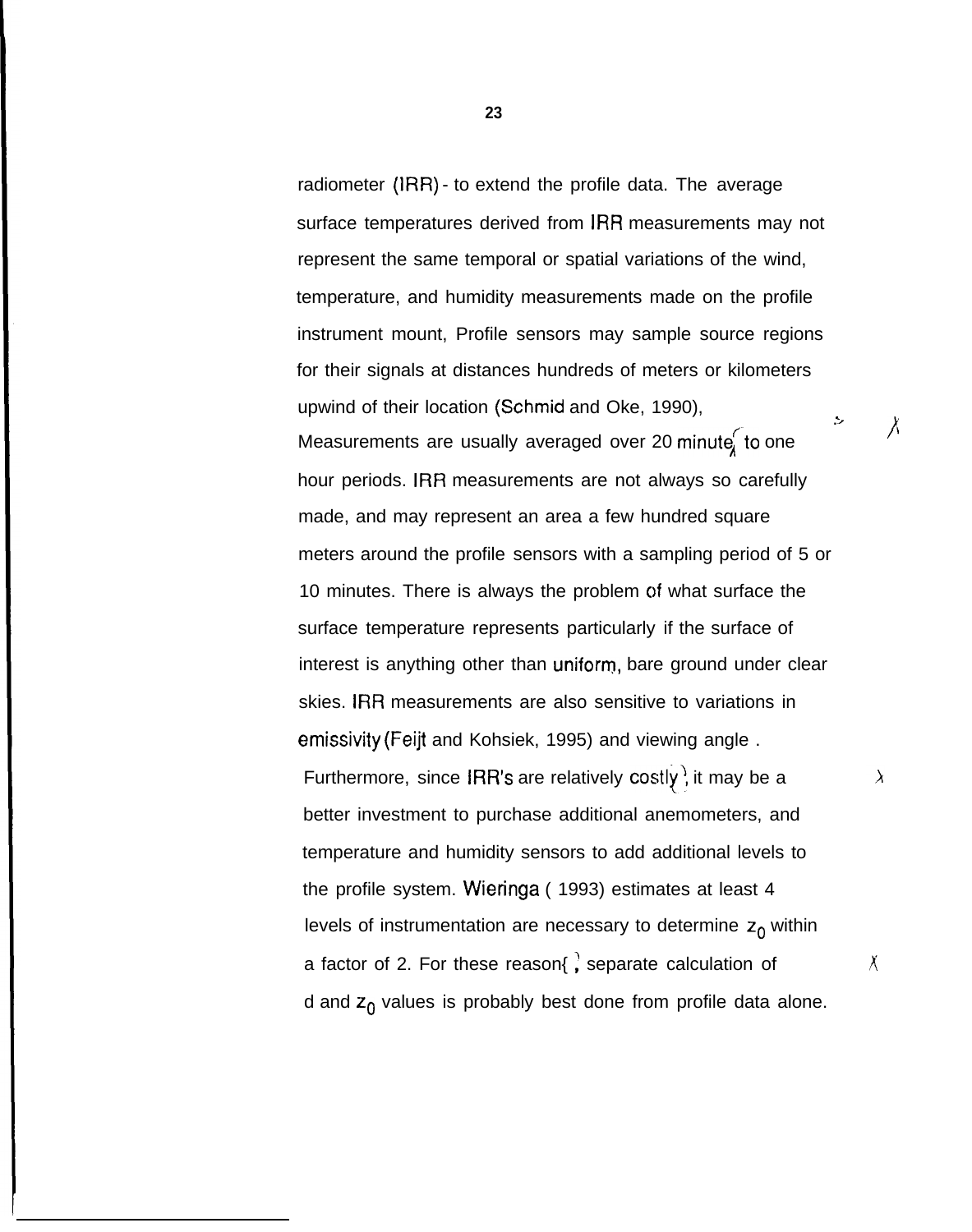radiometer (IRR) - to extend the profile data. The average surface temperatures derived from IRR measurements may not represent the same temporal or spatial variations of the wind, temperature, and humidity measurements made on the profile instrument mount, Profile sensors may sample source regions for their signals at distances hundreds of meters or kilometers upwind of their location (Schmid and Oke, 1990), Measurements are usually averaged over 20 minutes to one hour periods. IRR measurements are not always so carefully made, and may represent an area a few hundred square meters around the profile sensors with a sampling period of 5 or 10 minutes. There is always the problem of what surface the surface temperature represents particularly if the surface of interest is anything other than uniform, bare ground under clear skies. IRR measurements are also sensitive to variations in emissivity (Feijt and Kohsiek, 1995) and viewing angle . Furthermore, since IRR's are relatively costly, it may be a better investment to purchase additional anemometers, and temperature and humidity sensors to add additional levels to the profile system. Wieringa ( 1993) estimates at least 4 levels of instrumentation are necessary to determine $z_0$ within a factor of 2. For these reasons, separate calculation of d and $z_0$ values is probably best done from profile data alone.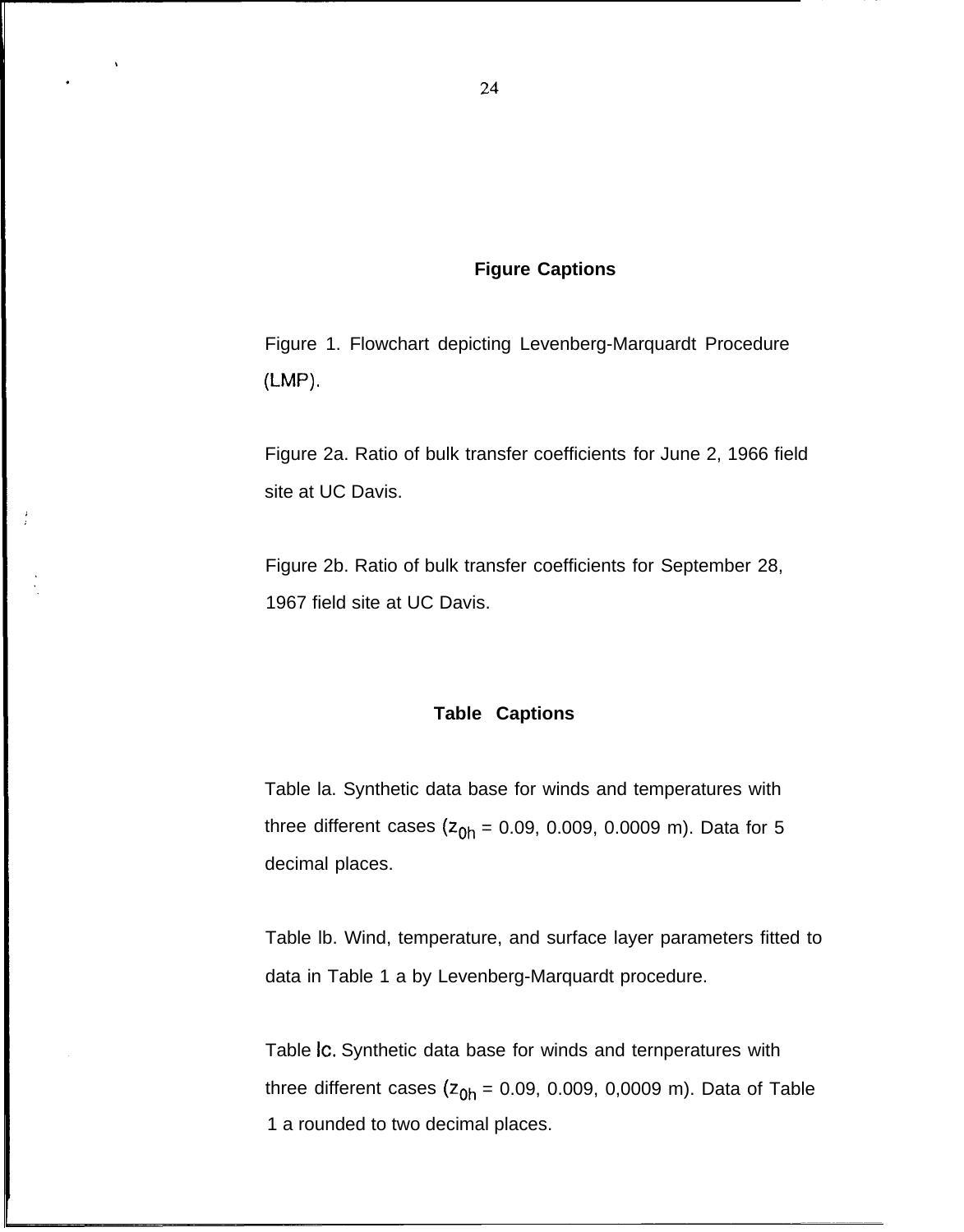## Figure Captions

Figure 1. Flowchart depicting Levenberg-Marquardt Procedure (LMP).

Figure 2a. Ratio of bulk transfer coefficients for June 2, 1966 field site at UC Davis.

Figure 2b. Ratio of bulk transfer coefficients for September 28, 1967 field site at UC Davis.

## Table Captions

Table la. Synthetic data base for winds and temperatures with three different cases ($z_{0h}$ = 0.09, 0.009, 0.0009 m). Data for 5 decimal places.

Table lb. Wind, temperature, and surface layer parameters fitted to data in Table 1 a by Levenberg-Marquardt procedure.

Table lc. Synthetic data base for winds and ternperatures with three different cases ($z_{0h}$ = 0.09, 0.009, 0,0009 m). Data of Table 1 a rounded to two decimal places.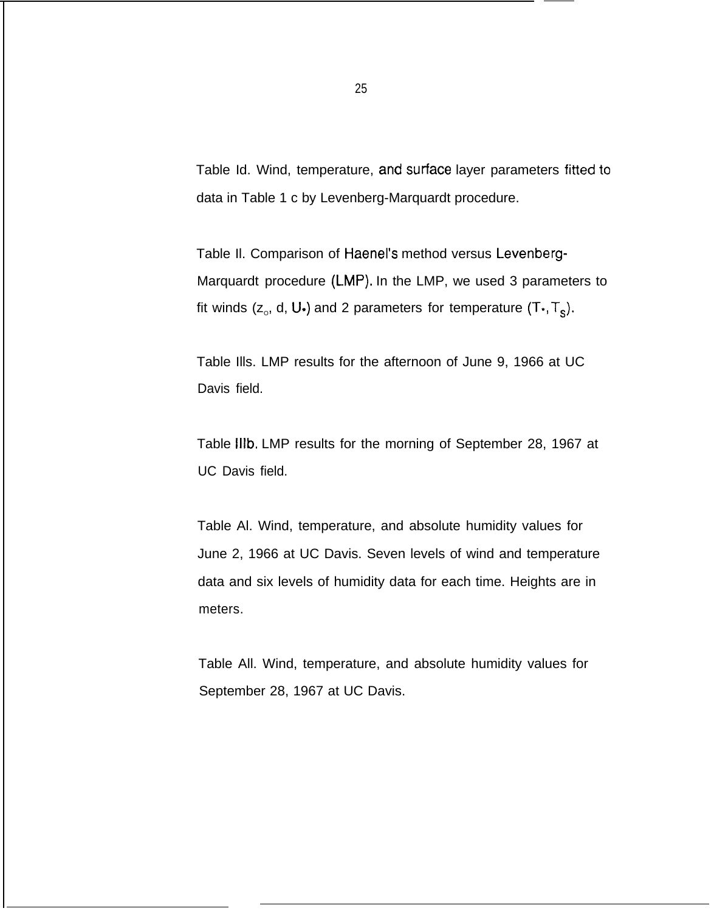Table Id. Wind, temperature, and surface layer parameters fitted to data in Table 1 c by Levenberg-Marquardt procedure.

Table Il. Comparison of Haenel's method versus Levenberg-Marquardt procedure (LMP). In the LMP, we used 3 parameters to fit winds ($z_o$, d, $U_*$) and 2 parameters for temperature ($T_*$, $T_S$).

Table Ills. LMP results for the afternoon of June 9, 1966 at UC Davis field.

Table IIIb. LMP results for the morning of September 28, 1967 at UC Davis field.

Table Al. Wind, temperature, and absolute humidity values for June 2, 1966 at UC Davis. Seven levels of wind and temperature data and six levels of humidity data for each time. Heights are in meters.

Table All. Wind, temperature, and absolute humidity values for September 28, 1967 at UC Davis.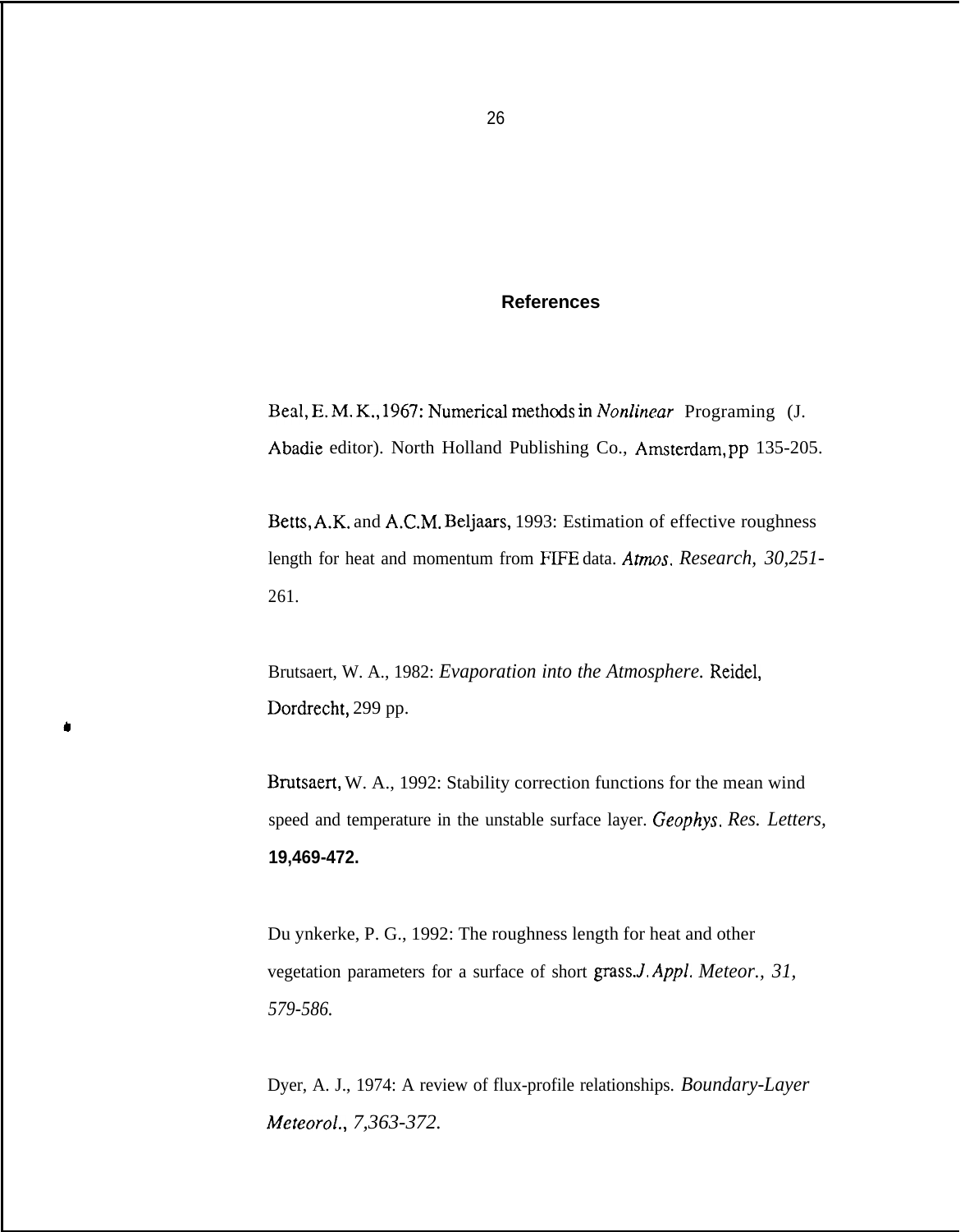# References

Beal, E. M. K., 1967: Numerical methods in *Nonlinear* Programing (J. Abadie editor). North Holland Publishing Co., Amsterdam, pp 135-205.

Betts, A.K. and A.C.M. Beljaars, 1993: Estimation of effective roughness length for heat and momentum from FIFE data. *Atmos. Research, 30*,251-261.

Brutsaert, W. A., 1982: *Evaporation into the Atmosphere.* Reidel, Dordrecht, 299 pp.

Brutsaert, W. A., 1992: Stability correction functions for the mean wind speed and temperature in the unstable surface layer. *Geophys. Res. Letters,* **19**,469-472.

Du ynkerke, P. G., 1992: The roughness length for heat and other vegetation parameters for a surface of short grass. *J. Appl. Meteor., 31*, 579-586.

Dyer, A. J., 1974: A review of flux-profile relationships. *Boundary-Layer Meteorol., 7*,363-372.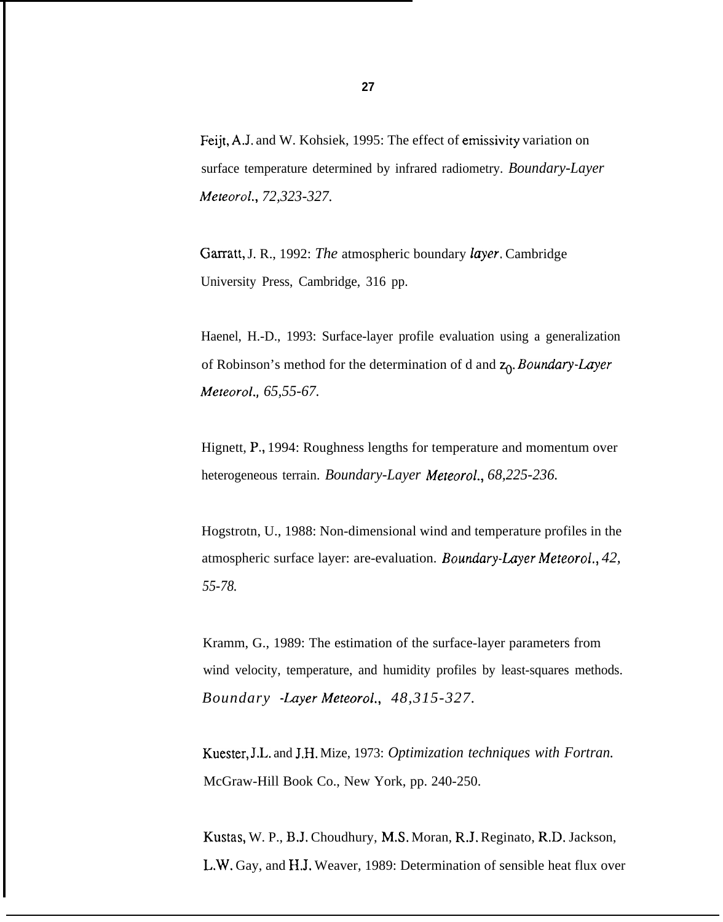Feijt, A.J. and W. Kohsiek, 1995: The effect of emissivity variation on surface temperature determined by infrared radiometry. *Boundary-Layer Meteorol., 72,323-327.*

Garratt, J. R., 1992: *The* atmospheric boundary *layer*. Cambridge University Press, Cambridge, 316 pp.

Haenel, H.-D., 1993: Surface-layer profile evaluation using a generalization of Robinson's method for the determination of d and $z_0$. *Boundary-Layer Meteorol., 65,55-67.*

Hignett, P., 1994: Roughness lengths for temperature and momentum over heterogeneous terrain. *Boundary-Layer Meteorol., 68,225-236.*

Hogstrotn, U., 1988: Non-dimensional wind and temperature profiles in the atmospheric surface layer: are-evaluation. *Boundary-Layer Meteorol., 42, 55-78.*

Kramm, G., 1989: The estimation of the surface-layer parameters from wind velocity, temperature, and humidity profiles by least-squares methods. *Boundary -Layer Meteorol., 48,315-327.*

Kuester, J.L. and J.H. Mize, 1973: *Optimization techniques with Fortran.* McGraw-Hill Book Co., New York, pp. 240-250.

Kustas, W. P., B.J. Choudhury, M.S. Moran, R.J. Reginato, R.D. Jackson, L.W. Gay, and H.J. Weaver, 1989: Determination of sensible heat flux over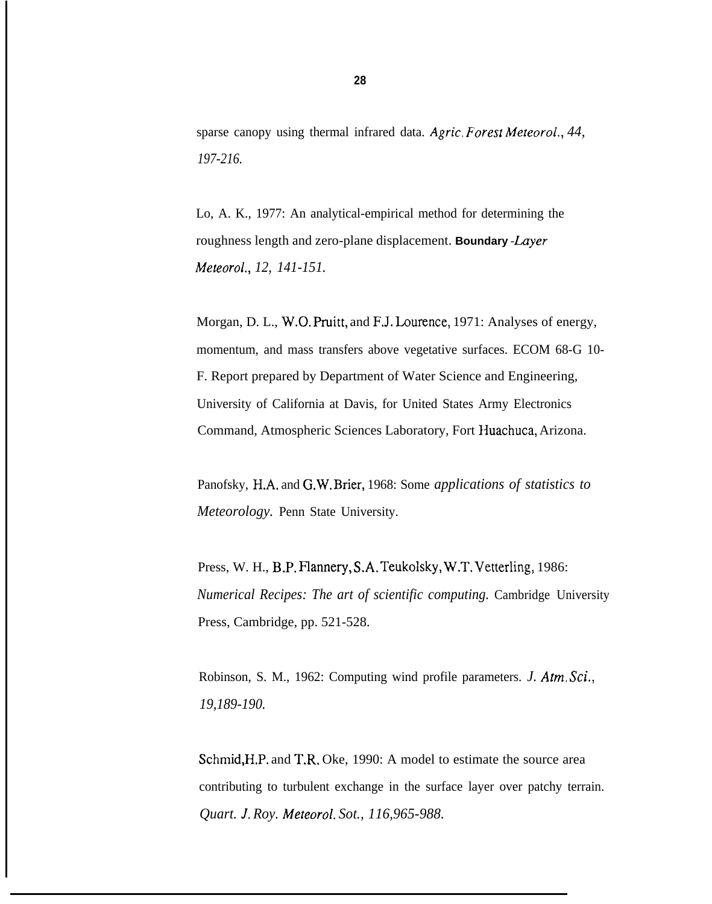sparse canopy using thermal infrared data. *Agric. Forest Meteorol., 44, 197-216.*

Lo, A. K., 1977: An analytical-empirical method for determining the roughness length and zero-plane displacement. *Boundary-Layer Meteorol., 12, 141-151.*

Morgan, D. L., W.O. Pruitt, and F.J. Lourence, 1971: Analyses of energy, momentum, and mass transfers above vegetative surfaces. ECOM 68-G 10-F. Report prepared by Department of Water Science and Engineering, University of California at Davis, for United States Army Electronics Command, Atmospheric Sciences Laboratory, Fort Huachuca, Arizona.

Panofsky, H.A. and G.W. Brier, 1968: Some *applications of statistics to Meteorology.* Penn State University.

Press, W. H., B.P. Flannery, S.A. Teukolsky, W.T. Vetterling, 1986: *Numerical Recipes: The art of scientific computing.* Cambridge University Press, Cambridge, pp. 521-528.

Robinson, S. M., 1962: Computing wind profile parameters. *J. Atm. Sci., 19,189-190.*

Schmid, H.P. and T.R. Oke, 1990: A model to estimate the source area contributing to turbulent exchange in the surface layer over patchy terrain. *Quart. J. Roy. Meteorol. Sot., 116,965-988.*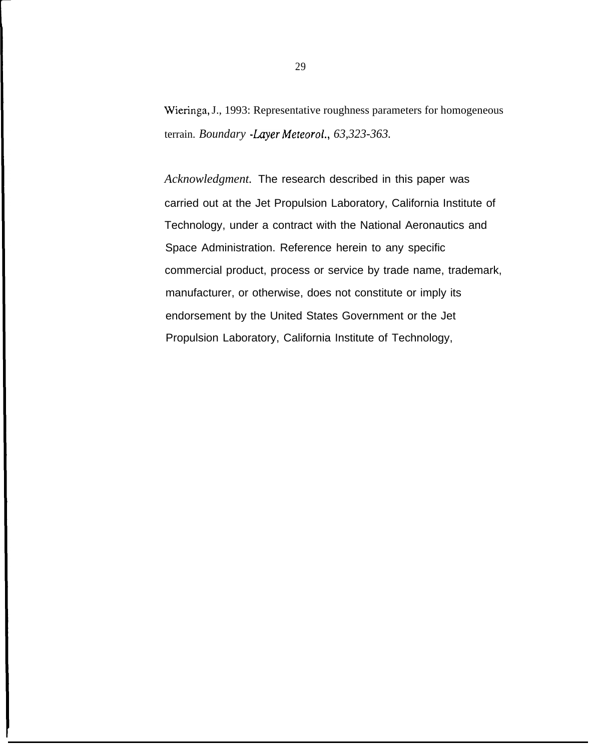Wieringa, J., 1993: Representative roughness parameters for homogeneous terrain. *Boundary -Layer Meteorol., 63,323-363.*

*Acknowledgment.* The research described in this paper was carried out at the Jet Propulsion Laboratory, California Institute of Technology, under a contract with the National Aeronautics and Space Administration. Reference herein to any specific commercial product, process or service by trade name, trademark, manufacturer, or otherwise, does not constitute or imply its endorsement by the United States Government or the Jet Propulsion Laboratory, California Institute of Technology,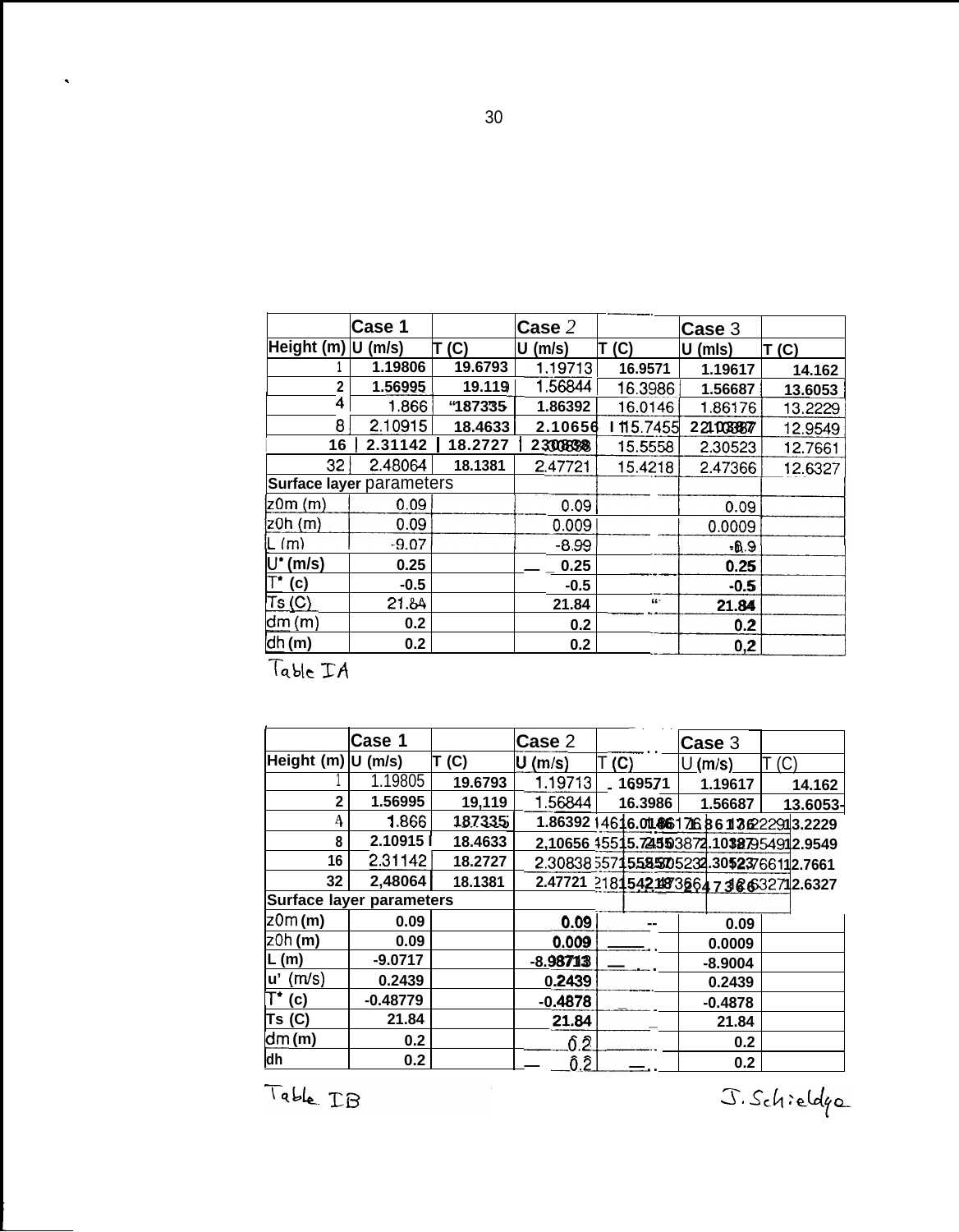| | Case 1 | | Case 2 | | Case 3 | |
|---|---|---|---|---|---|---|
| Height (m) | U (m/s) | T (C) | U (m/s) | T (C) | U (m/s) | T (C) |
| 1 | 1.19806 | 19.6793 | 1.19713 | 16.9571 | 1.19617 | 14.162 |
| 2 | 1.56995 | 19.119 | 1.56844 | 16.3986 | 1.56687 | 13.6053 |
| 4 | 1.866 | 18.7335 | 1.86392 | 16.0146 | 1.86176 | 13.2229 |
| 8 | 2.10915 | 18.4633 | 2.10656 | 15.7455 | 2.10387 | 12.9549 |
| 16 | 2.31142 | 18.2727 | 2.30838 | 15.5558 | 2.30523 | 12.7661 |
| 32 | 2.48064 | 18.1381 | 2.47721 | 15.4218 | 2.47366 | 12.6327 |
| Surface layer parameters | | | | | | |
| z0m (m) | 0.09 | | 0.09 | | 0.09 | |
| z0h (m) | 0.09 | | 0.009 | | 0.0009 | |
| L (m) | -9.07 | | -8.99 | | -8.9 | |
| U* (m/s) | 0.25 | | 0.25 | | 0.25 | |
| T* (c) | -0.5 | | -0.5 | | -0.5 | |
| Ts (C) | 21.84 | | 21.84 | | 21.84 | |
| dm (m) | 0.2 | | 0.2 | | 0.2 | |
| dh (m) | 0.2 | | 0.2 | | 0.2 | |

Table IA

| | Case 1 | | Case 2 | | Case 3 | |
|---|---|---|---|---|---|---|
| Height (m) | U (m/s) | T (C) | U (m/s) | T (C) | U (m/s) | T (C) |
| 1 | 1.19805 | 19.6793 | 1.19713 | 16.9571 | 1.19617 | 14.162 |
| 2 | 1.56995 | 19.119 | 1.56844 | 16.3986 | 1.56687 | 13.6053 |
| 4 | 1.866 | 18.7335 | 1.86392 | 16.0146 | 1.86176 | 13.2229 |
| 8 | 2.10915 | 18.4633 | 2.10656 | 15.7455 | 2.10387 | 12.9549 |
| 16 | 2.31142 | 18.2727 | 2.30838 | 15.5558 | 2.30523 | 12.7661 |
| 32 | 2.48064 | 18.1381 | 2.47721 | 15.4218 | 2.47366 | 12.6327 |
| Surface layer parameters | | | | | | |
| z0m (m) | 0.09 | | 0.09 | -- | 0.09 | |
| z0h (m) | 0.09 | | 0.009 | | 0.0009 | |
| L (m) | -9.0717 | | -8.98713 | | -8.9004 | |
| u* (m/s) | 0.2439 | | 0.2439 | | 0.2439 | |
| T* (c) | -0.48779 | | -0.4878 | | -0.4878 | |
| Ts (C) | 21.84 | | 21.84 | | 21.84 | |
| dm (m) | 0.2 | | 0.2 | | 0.2 | |
| dh | 0.2 | | 0.2 | | 0.2 | |

Table IB

J. Schieldge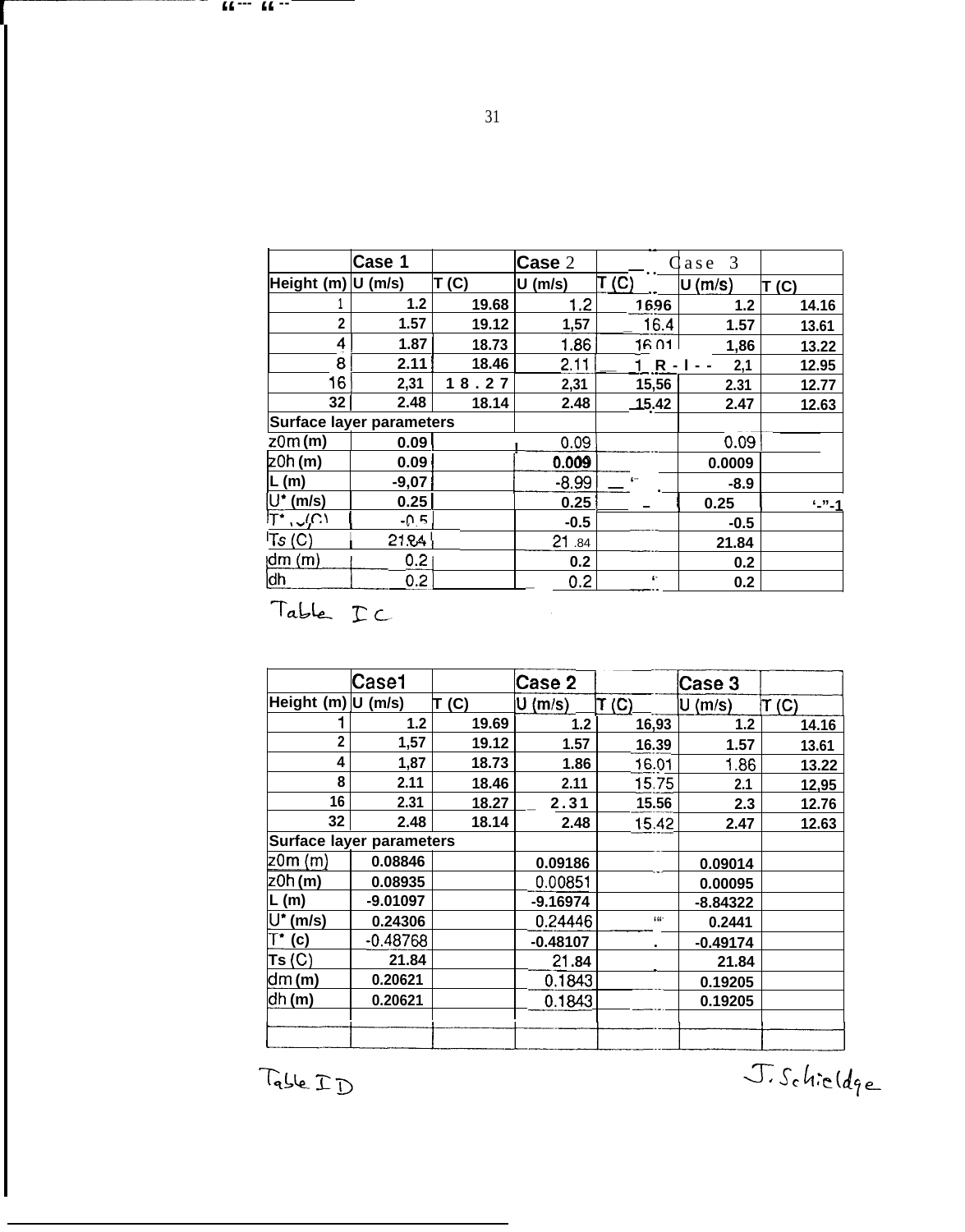| | Case 1 | | Case 2 | | Case 3 | |
|---|---|---|---|---|---|---|
| Height (m) | U (m/s) | T (C) | U (m/s) | T (C) | U (m/s) | T (C) |
| 1 | 1.2 | 19.68 | 1.2 | 16.96 | 1.2 | 14.16 |
| 2 | 1.57 | 19.12 | 1,57 | 16.4 | 1.57 | 13.61 |
| 4 | 1.87 | 18.73 | 1.86 | 16.01 | 1,86 | 13.22 |
| 8 | 2.11 | 18.46 | 2.11 | | 2,1 | 12.95 |
| 16 | 2,31 | 18.27 | 2,31 | 15,56 | 2.31 | 12.77 |
| 32 | 2.48 | 18.14 | 2.48 | 15.42 | 2.47 | 12.63 |
| Surface layer parameters | | | | | | |
| z0m (m) | 0.09 | | 0.09 | | 0.09 | |
| z0h (m) | 0.09 | | 0.009 | | 0.0009 | |
| L (m) | -9,07 | | -8.99 | | -8.9 | |
| U* (m/s) | 0.25 | | 0.25 | | 0.25 | |
| T* (C) | -0.5 | | -0.5 | | -0.5 | |
| Ts (C) | 21.84 | | 21.84 | | 21.84 | |
| dm (m) | 0.2 | | 0.2 | | 0.2 | |
| dh | 0.2 | | 0.2 | | 0.2 | |

Table IC

| | Case1 | | Case 2 | | Case 3 | |
|---|---|---|---|---|---|---|
| Height (m) | U (m/s) | T (C) | U (m/s) | T (C) | U (m/s) | T (C) |
| 1 | 1.2 | 19.69 | 1.2 | 16,93 | 1.2 | 14.16 |
| 2 | 1,57 | 19.12 | 1.57 | 16.39 | 1.57 | 13.61 |
| 4 | 1,87 | 18.73 | 1.86 | 16.01 | 1.86 | 13.22 |
| 8 | 2.11 | 18.46 | 2.11 | 15.75 | 2.1 | 12,95 |
| 16 | 2.31 | 18.27 | 2.31 | 15.56 | 2.3 | 12.76 |
| 32 | 2.48 | 18.14 | 2.48 | 15.42 | 2.47 | 12.63 |
| Surface layer parameters | | | | | | |
| z0m (m) | 0.08846 | | 0.09186 | | 0.09014 | |
| z0h (m) | 0.08935 | | 0.00851 | | 0.00095 | |
| L (m) | -9.01097 | | -9.16974 | | -8.84322 | |
| U* (m/s) | 0.24306 | | 0.24446 | | 0.2441 | |
| T* (c) | -0.48768 | | -0.48107 | | -0.49174 | |
| Ts (C) | 21.84 | | 21.84 | | 21.84 | |
| dm (m) | 0.20621 | | 0.1843 | | 0.19205 | |
| dh (m) | 0.20621 | | 0.1843 | | 0.19205 | |

Table ID

J. Schieldge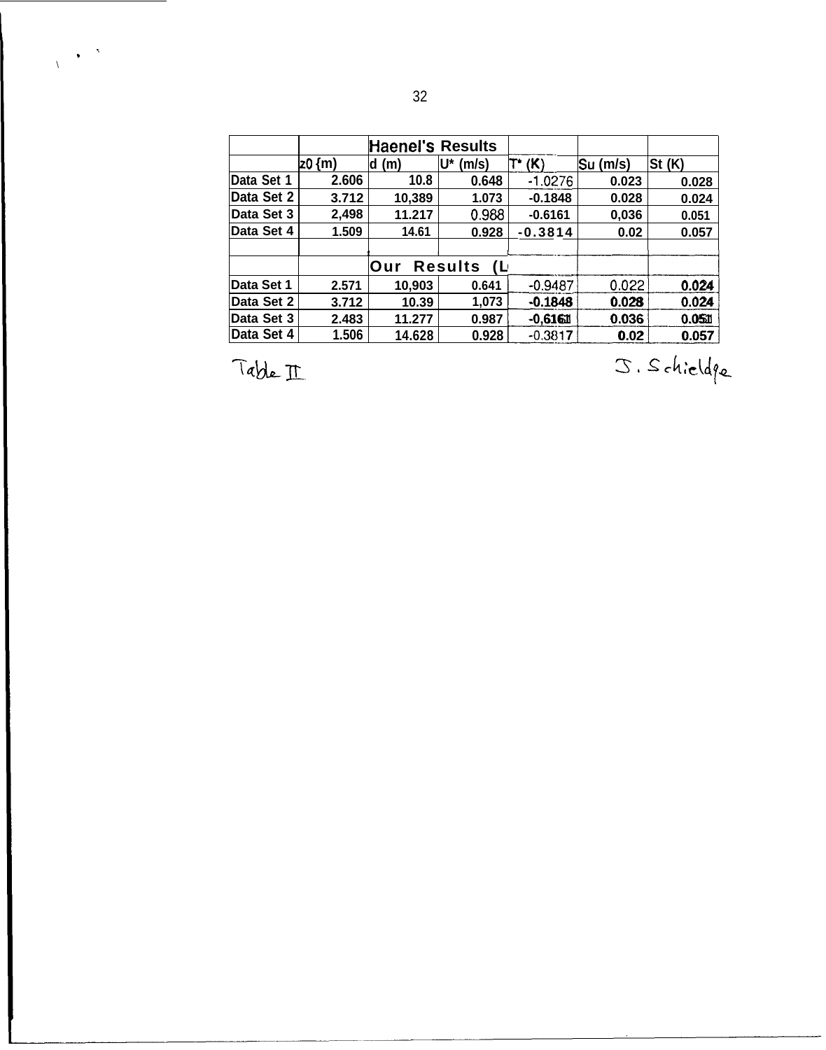| | | Haenel's Results | | | | |
|---|---|---|---|---|---|---|
| | z0 (m) | d (m) | U* (m/s) | T* (K) | Su (m/s) | St (K) |
| Data Set 1 | 2.606 | 10.8 | 0.648 | -1.0276 | 0.023 | 0.028 |
| Data Set 2 | 3.712 | 10,389 | 1.073 | -0.1848 | 0.028 | 0.024 |
| Data Set 3 | 2,498 | 11.217 | 0.988 | -0.6161 | 0,036 | 0.051 |
| Data Set 4 | 1.509 | 14.61 | 0.928 | -0.3814 | 0.02 | 0.057 |
| | | | | | | |
| | | Our Results (L | | | | |
| Data Set 1 | 2.571 | 10,903 | 0.641 | -0.9487 | 0.022 | 0.024 |
| Data Set 2 | 3.712 | 10.39 | 1,073 | -0.1848 | 0.028 | 0.024 |
| Data Set 3 | 2.483 | 11.277 | 0.987 | -0,6161 | 0.036 | 0.051 |
| Data Set 4 | 1.506 | 14.628 | 0.928 | -0.3817 | 0.02 | 0.057 |

Table II

J. Schieldge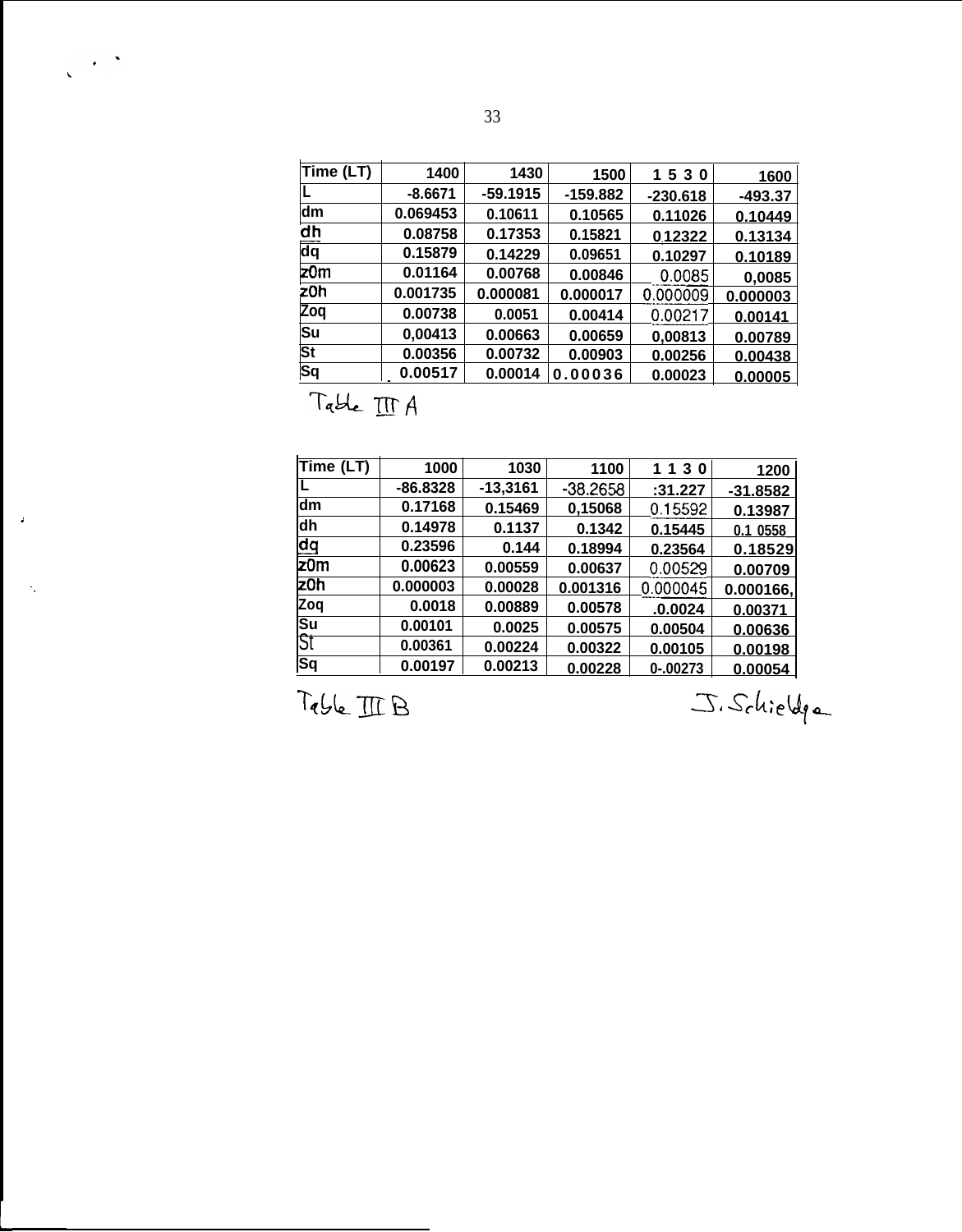| Time (LT) | 1400 | 1430 | 1500 | 1530 | 1600 |
|---|---|---|---|---|---|
| L | -8.6671 | -59.1915 | -159.882 | -230.618 | -493.37 |
| dm | 0.069453 | 0.10611 | 0.10565 | 0.11026 | 0.10449 |
| dh | 0.08758 | 0.17353 | 0.15821 | 0.12322 | 0.13134 |
| dq | 0.15879 | 0.14229 | 0.09651 | 0.10297 | 0.10189 |
| z0m | 0.01164 | 0.00768 | 0.00846 | 0.0085 | 0,0085 |
| z0h | 0.001735 | 0.000081 | 0.000017 | 0.000009 | 0.000003 |
| Zoq | 0.00738 | 0.0051 | 0.00414 | 0.00217 | 0.00141 |
| Su | 0,00413 | 0.00663 | 0.00659 | 0,00813 | 0.00789 |
| St | 0.00356 | 0.00732 | 0.00903 | 0.00256 | 0.00438 |
| Sq | 0.00517 | 0.00014 | 0.00036 | 0.00023 | 0.00005 |

Table III A

| Time (LT) | 1000 | 1030 | 1100 | 1130 | 1200 |
|---|---|---|---|---|---|
| L | -86.8328 | -13,3161 | -38.2658 | :31.227 | -31.8582 |
| dm | 0.17168 | 0.15469 | 0,15068 | 0.15592 | 0.13987 |
| dh | 0.14978 | 0.1137 | 0.1342 | 0.15445 | 0.1 0558 |
| dq | 0.23596 | 0.144 | 0.18994 | 0.23564 | 0.18529 |
| z0m | 0.00623 | 0.00559 | 0.00637 | 0.00529 | 0.00709 |
| z0h | 0.000003 | 0.00028 | 0.001316 | 0.000045 | 0.000166, |
| Zoq | 0.0018 | 0.00889 | 0.00578 | .0.0024 | 0.00371 |
| Su | 0.00101 | 0.0025 | 0.00575 | 0.00504 | 0.00636 |
| St | 0.00361 | 0.00224 | 0.00322 | 0.00105 | 0.00198 |
| Sq | 0.00197 | 0.00213 | 0.00228 | 0-.00273 | 0.00054 |

Table III B

J. Schieldge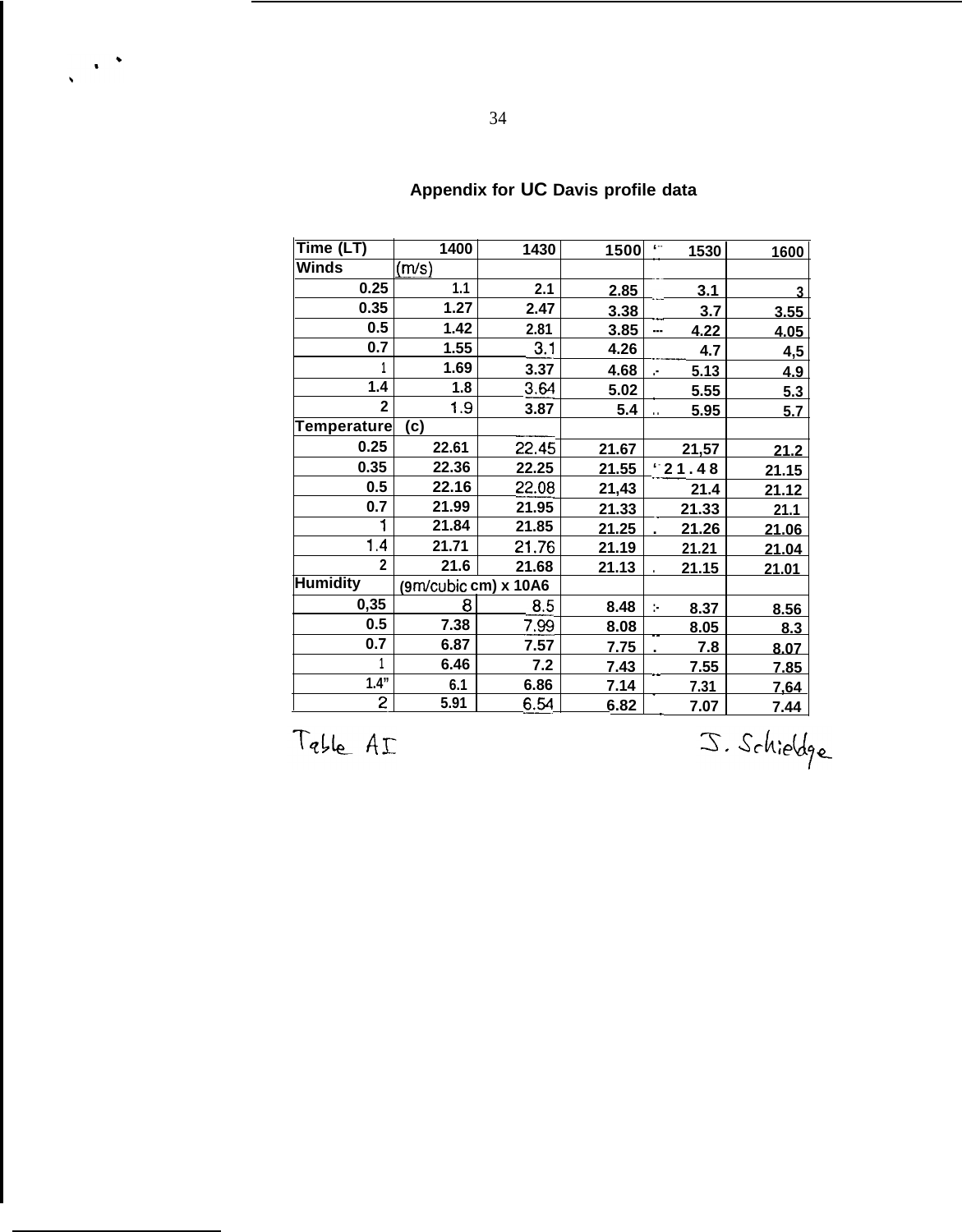## Appendix for UC Davis profile data

| Time (LT) | 1400 | 1430 | 1500 | 1530 | 1600 |
|---|---|---|---|---|---|
| Winds | (m/s) | | | | |
| 0.25 | 1.1 | 2.1 | 2.85 | 3.1 | 3 |
| 0.35 | 1.27 | 2.47 | 3.38 | 3.7 | 3.55 |
| 0.5 | 1.42 | 2.81 | 3.85 | 4.22 | 4.05 |
| 0.7 | 1.55 | 3.1 | 4.26 | 4.7 | 4,5 |
| 1 | 1.69 | 3.37 | 4.68 | 5.13 | 4.9 |
| 1.4 | 1.8 | 3.64 | 5.02 | 5.55 | 5.3 |
| 2 | 1.9 | 3.87 | 5.4 | 5.95 | 5.7 |
| Temperature | (c) | | | | |
| 0.25 | 22.61 | 22.45 | 21.67 | 21,57 | 21.2 |
| 0.35 | 22.36 | 22.25 | 21.55 | 21.48 | 21.15 |
| 0.5 | 22.16 | 22.08 | 21,43 | 21.4 | 21.12 |
| 0.7 | 21.99 | 21.95 | 21.33 | 21.33 | 21.1 |
| 1 | 21.84 | 21.85 | 21.25 | 21.26 | 21.06 |
| 1.4 | 21.71 | 21.76 | 21.19 | 21.21 | 21.04 |
| 2 | 21.6 | 21.68 | 21.13 | 21.15 | 21.01 |
| Humidity | (gm/cubic cm) x 10^6 | | | | |
| 0,35 | 8 | 8.5 | 8.48 | 8.37 | 8.56 |
| 0.5 | 7.38 | 7.99 | 8.08 | 8.05 | 8.3 |
| 0.7 | 6.87 | 7.57 | 7.75 | 7.8 | 8.07 |
| 1 | 6.46 | 7.2 | 7.43 | 7.55 | 7.85 |
| 1.4" | 6.1 | 6.86 | 7.14 | 7.31 | 7,64 |
| 2 | 5.91 | 6.54 | 6.82 | 7.07 | 7.44 |

Table AI

J. Schieldge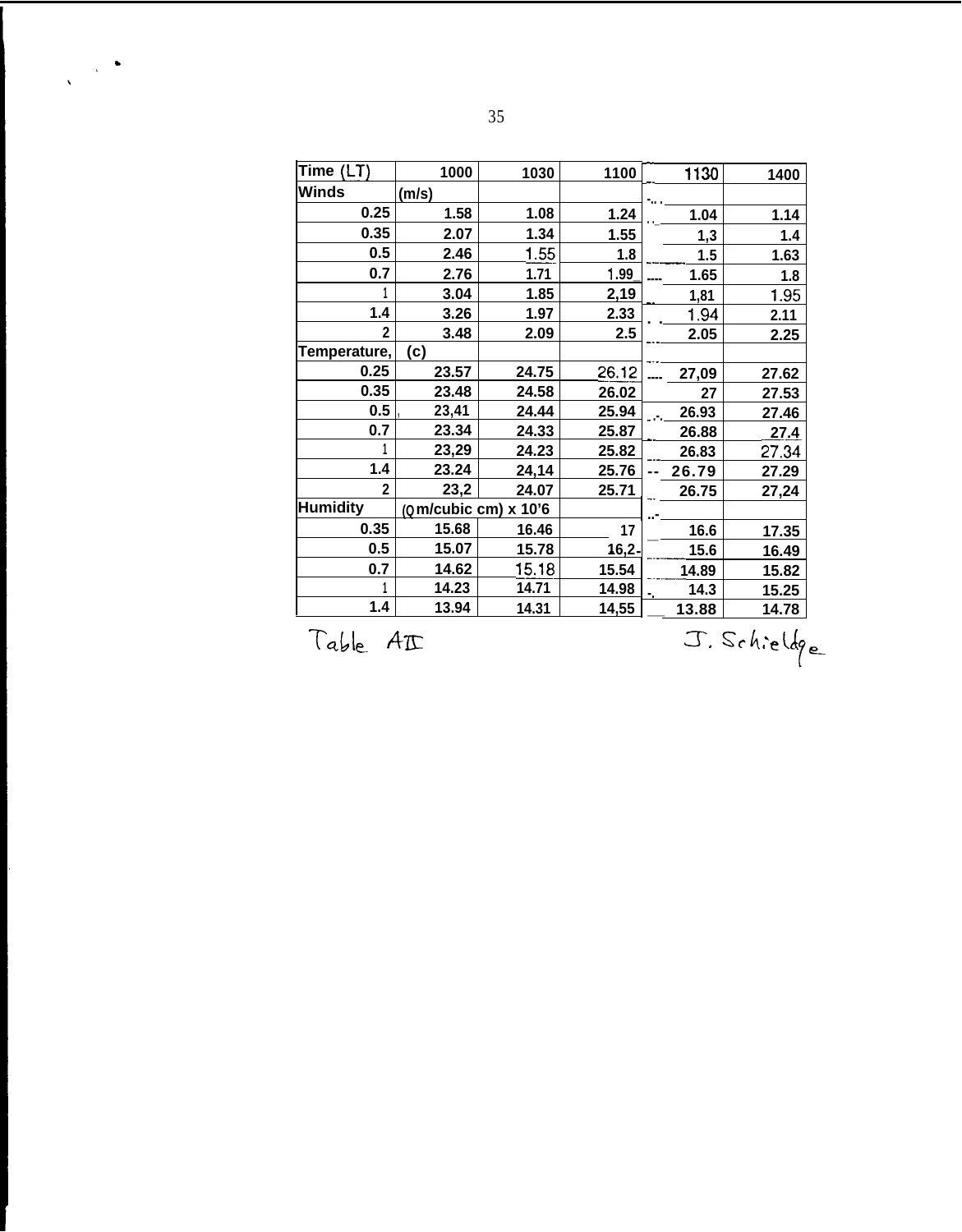| Time (LT) | 1000 | 1030 | 1100 | 1130 | 1400 |
|---|---|---|---|---|---|
| Winds | (m/s) | | | | |
| 0.25 | 1.58 | 1.08 | 1.24 | 1.04 | 1.14 |
| 0.35 | 2.07 | 1.34 | 1.55 | 1,3 | 1.4 |
| 0.5 | 2.46 | 1.55 | 1.8 | 1.5 | 1.63 |
| 0.7 | 2.76 | 1.71 | 1.99 | 1.65 | 1.8 |
| 1 | 3.04 | 1.85 | 2,19 | 1,81 | 1.95 |
| 1.4 | 3.26 | 1.97 | 2.33 | 1.94 | 2.11 |
| 2 | 3.48 | 2.09 | 2.5 | 2.05 | 2.25 |
| Temperature, | (c) | | | | |
| 0.25 | 23.57 | 24.75 | 26.12 | 27,09 | 27.62 |
| 0.35 | 23.48 | 24.58 | 26.02 | 27 | 27.53 |
| 0.5 | 23,41 | 24.44 | 25.94 | 26.93 | 27.46 |
| 0.7 | 23.34 | 24.33 | 25.87 | 26.88 | 27.4 |
| 1 | 23,29 | 24.23 | 25.82 | 26.83 | 27.34 |
| 1.4 | 23.24 | 24,14 | 25.76 | 26.79 | 27.29 |
| 2 | 23,2 | 24.07 | 25.71 | 26.75 | 27,24 |
| Humidity | (Q m/cubic cm) x 10'6 | | | | |
| 0.35 | 15.68 | 16.46 | 17 | 16.6 | 17.35 |
| 0.5 | 15.07 | 15.78 | 16,2 | 15.6 | 16.49 |
| 0.7 | 14.62 | 15.18 | 15.54 | 14.89 | 15.82 |
| 1 | 14.23 | 14.71 | 14.98 | 14.3 | 15.25 |
| 1.4 | 13.94 | 14.31 | 14,55 | 13.88 | 14.78 |

Table AII

J. Schieldge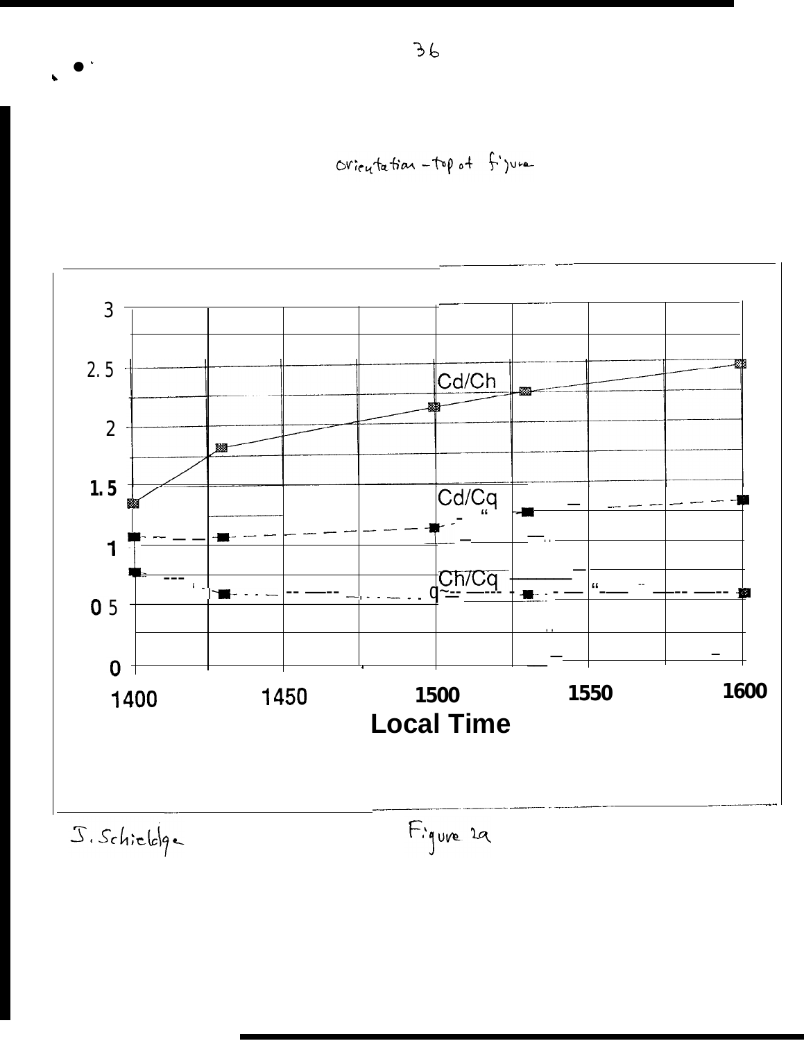Orientation - top of figure

| Local Time | Cd/Ch | Cd/Cq | Ch/Cq |
|---|---|---|---|
| 1400 | 1.35 | 1.08 | 0.78 |
| 1430 | 1.82 | 1.07 | 0.59 |
| 1500 | 2.17 | 1.15 | |
| 1530 | 2.3 | 1.28 | 0.59 |
| 1600 | 2.54 | 1.38 | 0.6 |

J. Schieldge

Figure 2a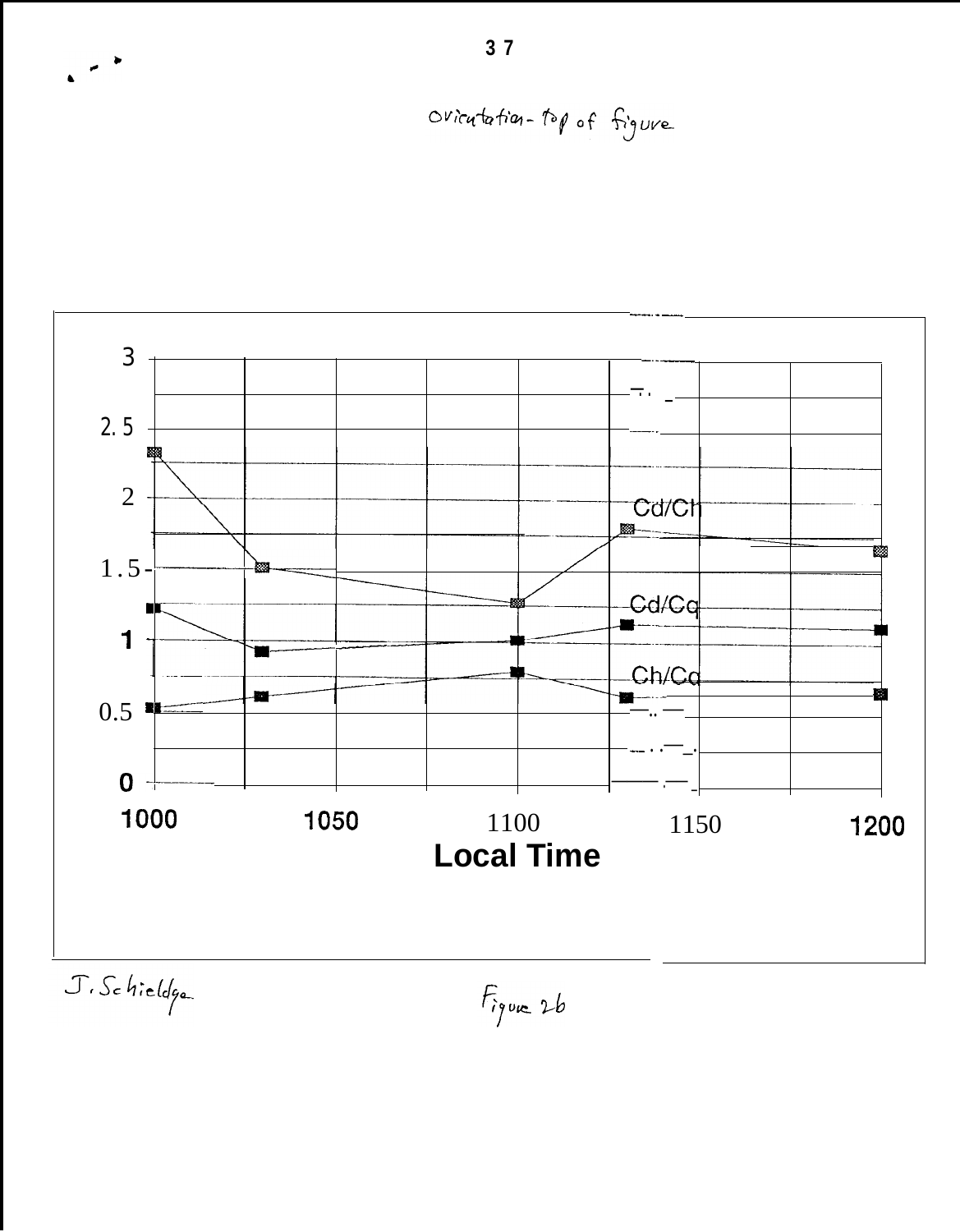Orientation - top of figure

3

2.5

2

1.5

1

0.5

0

Cd/Ch

Cd/Cq

Ch/Cq

1000

1050

1100

1150

1200

**Local Time**

J. Schieldge

Figure 2b